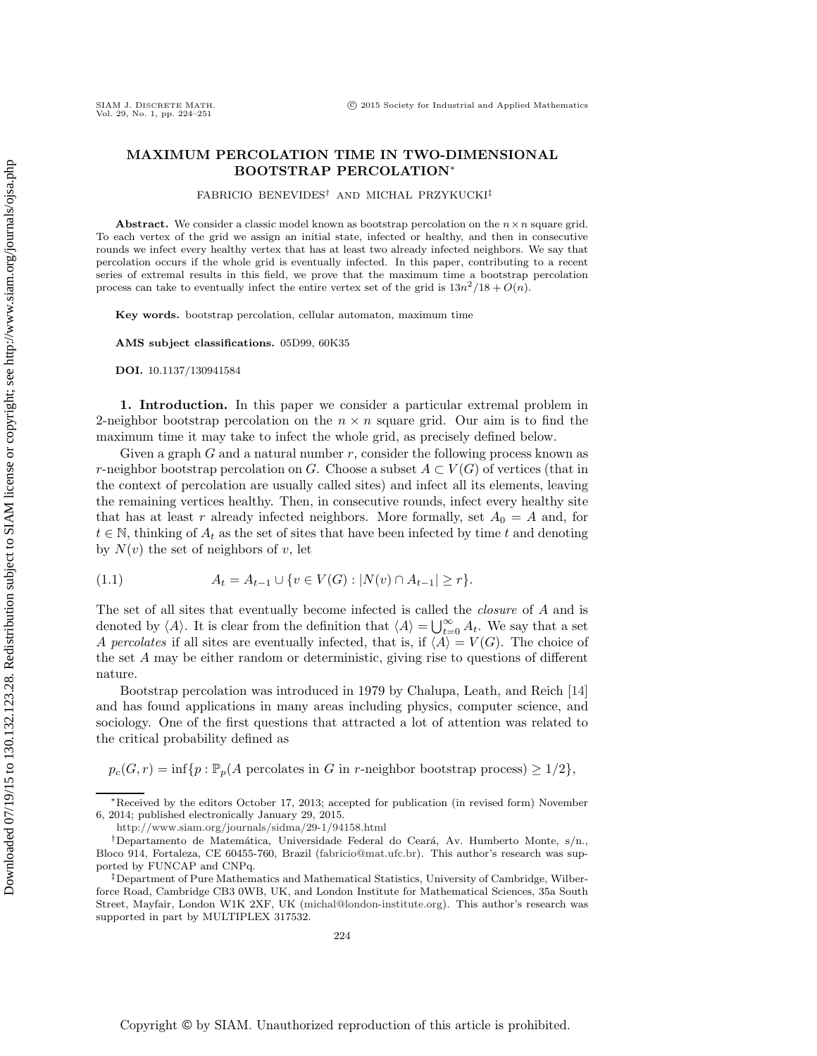# MAXIMUM PERCOLATION TIME IN TWO-DIMENSIONAL BOOTSTRAP PERCOLATION*

FABRICIO BENEVIDES† AND MICHAŁ PRZYKUCKI‡

**Abstract.** We consider a classic model known as bootstrap percolation on the $n \times n$ square grid. To each vertex of the grid we assign an initial state, infected or healthy, and then in consecutive rounds we infect every healthy vertex that has at least two already infected neighbors. We say that percolation occurs if the whole grid is eventually infected. In this paper, contributing to a recent series of extremal results in this field, we prove that the maximum time a bootstrap percolation process can take to eventually infect the entire vertex set of the grid is $13n^2/18 + O(n)$.

**Key words.** bootstrap percolation, cellular automaton, maximum time

**AMS subject classifications.** 05D99, 60K35

**DOI.** 10.1137/130941584

## 1. Introduction.

In this paper we consider a particular extremal problem in 2-neighbor bootstrap percolation on the $n \times n$ square grid. Our aim is to find the maximum time it may take to infect the whole grid, as precisely defined below.

Given a graph $G$ and a natural number $r$, consider the following process known as $r$-neighbor bootstrap percolation on $G$. Choose a subset $A \subset V(G)$ of vertices (that in the context of percolation are usually called sites) and infect all its elements, leaving the remaining vertices healthy. Then, in consecutive rounds, infect every healthy site that has at least $r$ already infected neighbors. More formally, set $A_0 = A$ and, for $t \in \mathbb{N}$, thinking of $A_t$ as the set of sites that have been infected by time $t$ and denoting by $N(v)$ the set of neighbors of $v$, let

$$A_t = A_{t-1} \cup \{v \in V(G) : |N(v) \cap A_{t-1}| \geq r\}. \tag{1.1}$$

The set of all sites that eventually become infected is called the *closure* of $A$ and is denoted by $\langle A \rangle$. It is clear from the definition that $\langle A \rangle = \bigcup_{t=0}^{\infty} A_t$. We say that a set $A$ *percolates* if all sites are eventually infected, that is, if $\langle A \rangle = V(G)$. The choice of the set $A$ may be either random or deterministic, giving rise to questions of different nature.

Bootstrap percolation was introduced in 1979 by Chalupa, Leath, and Reich [14] and has found applications in many areas including physics, computer science, and sociology. One of the first questions that attracted a lot of attention was related to the critical probability defined as

$$p_c(G, r) = \inf\{p : \mathbb{P}_p(A \text{ percolates in } G \text{ in } r\text{-neighbor bootstrap process}) \geq 1/2\},$$

---

*Received by the editors October 17, 2013; accepted for publication (in revised form) November 6, 2014; published electronically January 29, 2015.

http://www.siam.org/journals/sidma/29-1/94158.html

†Departamento de Matemática, Universidade Federal do Ceará, Av. Humberto Monte, s/n., Bloco 914, Fortaleza, CE 60455-760, Brazil (fabricio@mat.ufc.br). This author's research was supported by FUNCAP and CNPq.

‡Department of Pure Mathematics and Mathematical Statistics, University of Cambridge, Wilberforce Road, Cambridge CB3 0WB, UK, and London Institute for Mathematical Sciences, 35a South Street, Mayfair, London W1K 2XF, UK (michal@london-institute.org). This author's research was supported in part by MULTIPLEX 317532.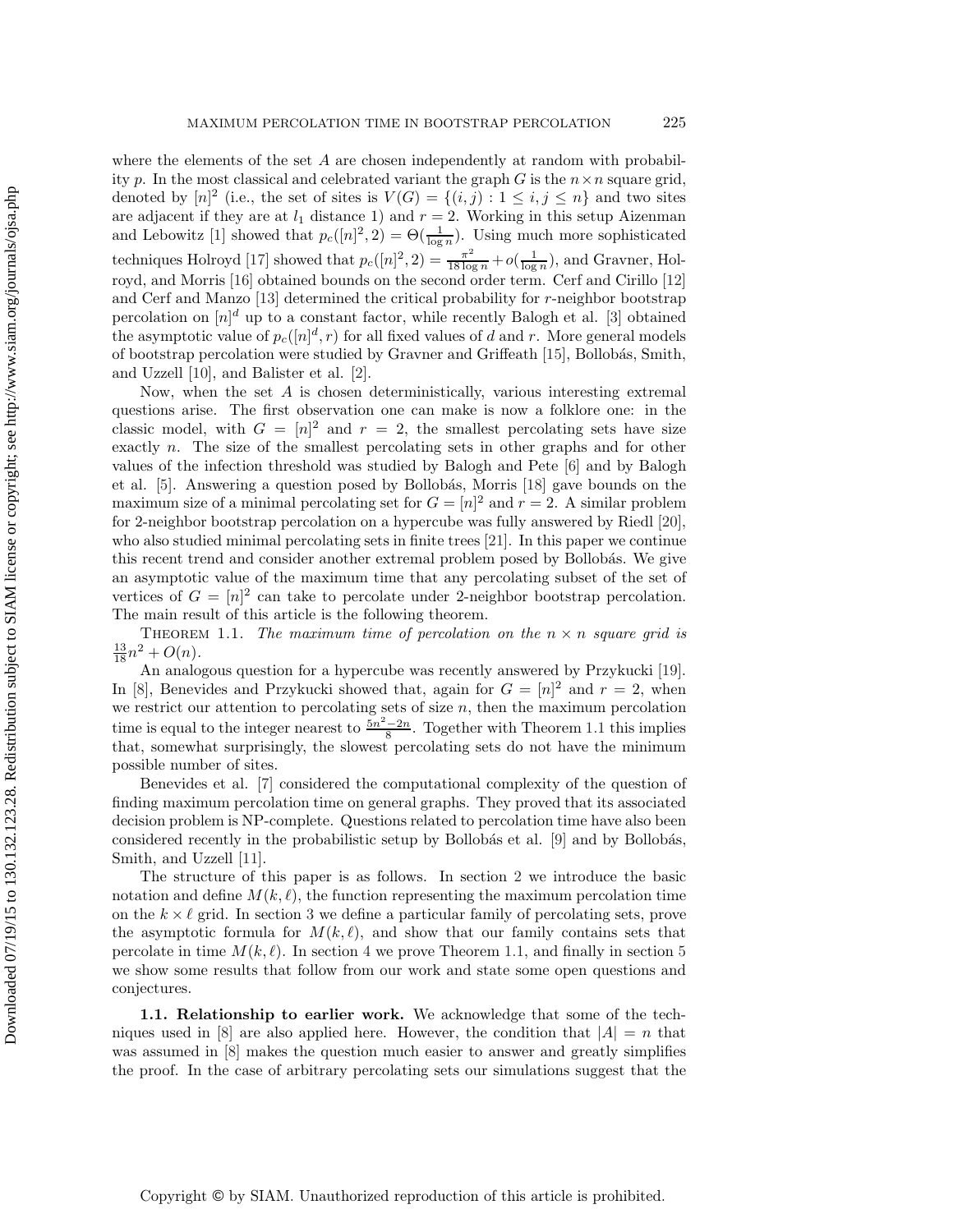where the elements of the set $A$ are chosen independently at random with probability $p$. In the most classical and celebrated variant the graph $G$ is the $n \times n$ square grid, denoted by $[n]^2$ (i.e., the set of sites is $V(G) = \{(i, j) : 1 \leq i, j \leq n\}$ and two sites are adjacent if they are at $l_1$ distance 1) and $r = 2$. Working in this setup Aizenman and Lebowitz [1] showed that $p_c([n]^2, 2) = \Theta(\frac{1}{\log n})$. Using much more sophisticated techniques Holroyd [17] showed that $p_c([n]^2, 2) = \frac{\pi^2}{18 \log n} + o(\frac{1}{\log n})$, and Gravner, Holroyd, and Morris [16] obtained bounds on the second order term. Cerf and Cirillo [12] and Cerf and Manzo [13] determined the critical probability for $r$-neighbor bootstrap percolation on $[n]^d$ up to a constant factor, while recently Balogh et al. [3] obtained the asymptotic value of $p_c([n]^d, r)$ for all fixed values of $d$ and $r$. More general models of bootstrap percolation were studied by Gravner and Griffeath [15], Bollobás, Smith, and Uzzell [10], and Balister et al. [2].

Now, when the set $A$ is chosen deterministically, various interesting extremal questions arise. The first observation one can make is now a folklore one: in the classic model, with $G = [n]^2$ and $r = 2$, the smallest percolating sets have size exactly $n$. The size of the smallest percolating sets in other graphs and for other values of the infection threshold was studied by Balogh and Pete [6] and by Balogh et al. [5]. Answering a question posed by Bollobás, Morris [18] gave bounds on the maximum size of a minimal percolating set for $G = [n]^2$ and $r = 2$. A similar problem for 2-neighbor bootstrap percolation on a hypercube was fully answered by Riedl [20], who also studied minimal percolating sets in finite trees [21]. In this paper we continue this recent trend and consider another extremal problem posed by Bollobás. We give an asymptotic value of the maximum time that any percolating subset of the set of vertices of $G = [n]^2$ can take to percolate under 2-neighbor bootstrap percolation. The main result of this article is the following theorem.

Theorem 1.1. *The maximum time of percolation on the $n \times n$ square grid is $\frac{13}{18}n^2 + O(n)$.*

An analogous question for a hypercube was recently answered by Przykucki [19]. In [8], Benevides and Przykucki showed that, again for $G = [n]^2$ and $r = 2$, when we restrict our attention to percolating sets of size $n$, then the maximum percolation time is equal to the integer nearest to $\frac{5n^2 - 2n}{8}$. Together with Theorem 1.1 this implies that, somewhat surprisingly, the slowest percolating sets do not have the minimum possible number of sites.

Benevides et al. [7] considered the computational complexity of the question of finding maximum percolation time on general graphs. They proved that its associated decision problem is NP-complete. Questions related to percolation time have also been considered recently in the probabilistic setup by Bollobás et al. [9] and by Bollobás, Smith, and Uzzell [11].

The structure of this paper is as follows. In section 2 we introduce the basic notation and define $M(k, \ell)$, the function representing the maximum percolation time on the $k \times \ell$ grid. In section 3 we define a particular family of percolating sets, prove the asymptotic formula for $M(k, \ell)$, and show that our family contains sets that percolate in time $M(k, \ell)$. In section 4 we prove Theorem 1.1, and finally in section 5 we show some results that follow from our work and state some open questions and conjectures.

**1.1. Relationship to earlier work.** We acknowledge that some of the techniques used in [8] are also applied here. However, the condition that $|A| = n$ that was assumed in [8] makes the question much easier to answer and greatly simplifies the proof. In the case of arbitrary percolating sets our simulations suggest that the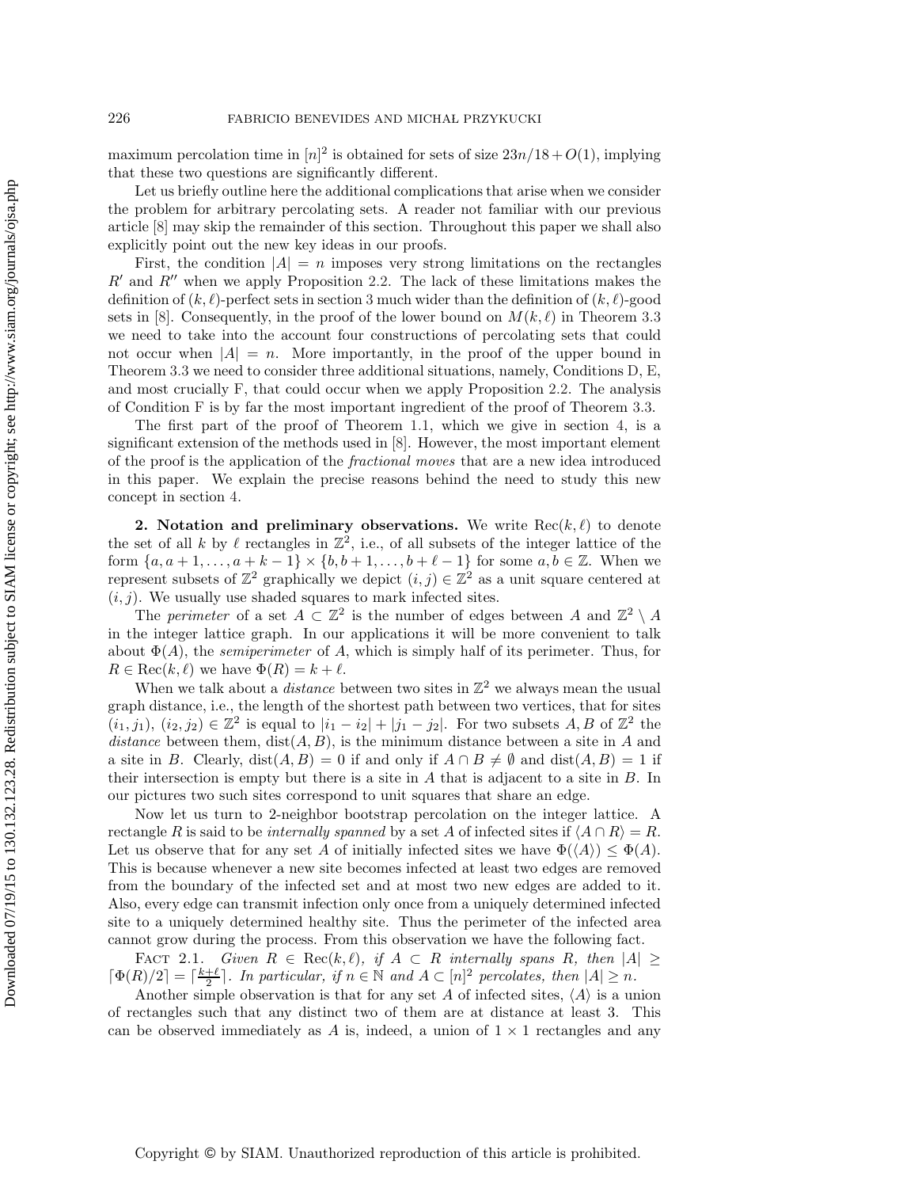maximum percolation time in $[n]^2$ is obtained for sets of size $23n/18+O(1)$, implying that these two questions are significantly different.

Let us briefly outline here the additional complications that arise when we consider the problem for arbitrary percolating sets. A reader not familiar with our previous article [8] may skip the remainder of this section. Throughout this paper we shall also explicitly point out the new key ideas in our proofs.

First, the condition $|A| = n$ imposes very strong limitations on the rectangles $R'$ and $R''$ when we apply Proposition 2.2. The lack of these limitations makes the definition of $(k,\ell)$-perfect sets in section 3 much wider than the definition of $(k,\ell)$-good sets in [8]. Consequently, in the proof of the lower bound on $M(k,\ell)$ in Theorem 3.3 we need to take into the account four constructions of percolating sets that could not occur when $|A| = n$. More importantly, in the proof of the upper bound in Theorem 3.3 we need to consider three additional situations, namely, Conditions D, E, and most crucially F, that could occur when we apply Proposition 2.2. The analysis of Condition F is by far the most important ingredient of the proof of Theorem 3.3.

The first part of the proof of Theorem 1.1, which we give in section 4, is a significant extension of the methods used in [8]. However, the most important element of the proof is the application of the *fractional moves* that are a new idea introduced in this paper. We explain the precise reasons behind the need to study this new concept in section 4.

## 2. Notation and preliminary observations.

We write $\mathrm{Rec}(k,\ell)$ to denote the set of all $k$ by $\ell$ rectangles in $\mathbb{Z}^2$, i.e., of all subsets of the integer lattice of the form $\{a, a+1, \dots, a+k-1\} \times \{b, b+1, \dots, b+\ell-1\}$ for some $a, b \in \mathbb{Z}$. When we represent subsets of $\mathbb{Z}^2$ graphically we depict $(i,j) \in \mathbb{Z}^2$ as a unit square centered at $(i,j)$. We usually use shaded squares to mark infected sites.

The *perimeter* of a set $A \subset \mathbb{Z}^2$ is the number of edges between $A$ and $\mathbb{Z}^2 \setminus A$ in the integer lattice graph. In our applications it will be more convenient to talk about $\Phi(A)$, the *semiperimeter* of $A$, which is simply half of its perimeter. Thus, for $R \in \mathrm{Rec}(k,\ell)$ we have $\Phi(R) = k + \ell$.

When we talk about a *distance* between two sites in $\mathbb{Z}^2$ we always mean the usual graph distance, i.e., the length of the shortest path between two vertices, that for sites $(i_1, j_1)$, $(i_2, j_2) \in \mathbb{Z}^2$ is equal to $|i_1 - i_2| + |j_1 - j_2|$. For two subsets $A, B$ of $\mathbb{Z}^2$ the *distance* between them, $\mathrm{dist}(A,B)$, is the minimum distance between a site in $A$ and a site in $B$. Clearly, $\mathrm{dist}(A,B) = 0$ if and only if $A \cap B \neq \emptyset$ and $\mathrm{dist}(A,B) = 1$ if their intersection is empty but there is a site in $A$ that is adjacent to a site in $B$. In our pictures two such sites correspond to unit squares that share an edge.

Now let us turn to 2-neighbor bootstrap percolation on the integer lattice. A rectangle $R$ is said to be *internally spanned* by a set $A$ of infected sites if $\langle A \cap R \rangle = R$. Let us observe that for any set $A$ of initially infected sites we have $\Phi(\langle A \rangle) \leq \Phi(A)$. This is because whenever a new site becomes infected at least two edges are removed from the boundary of the infected set and at most two new edges are added to it. Also, every edge can transmit infection only once from a uniquely determined infected site to a uniquely determined healthy site. Thus the perimeter of the infected area cannot grow during the process. From this observation we have the following fact.

FACT 2.1. *Given $R \in \mathrm{Rec}(k,\ell)$, if $A \subset R$ internally spans $R$, then $|A| \geq \lceil \Phi(R)/2 \rceil = \lceil \frac{k+\ell}{2} \rceil$. In particular, if $n \in \mathbb{N}$ and $A \subset [n]^2$ percolates, then $|A| \geq n$.*

Another simple observation is that for any set $A$ of infected sites, $\langle A \rangle$ is a union of rectangles such that any distinct two of them are at distance at least 3. This can be observed immediately as $A$ is, indeed, a union of $1 \times 1$ rectangles and any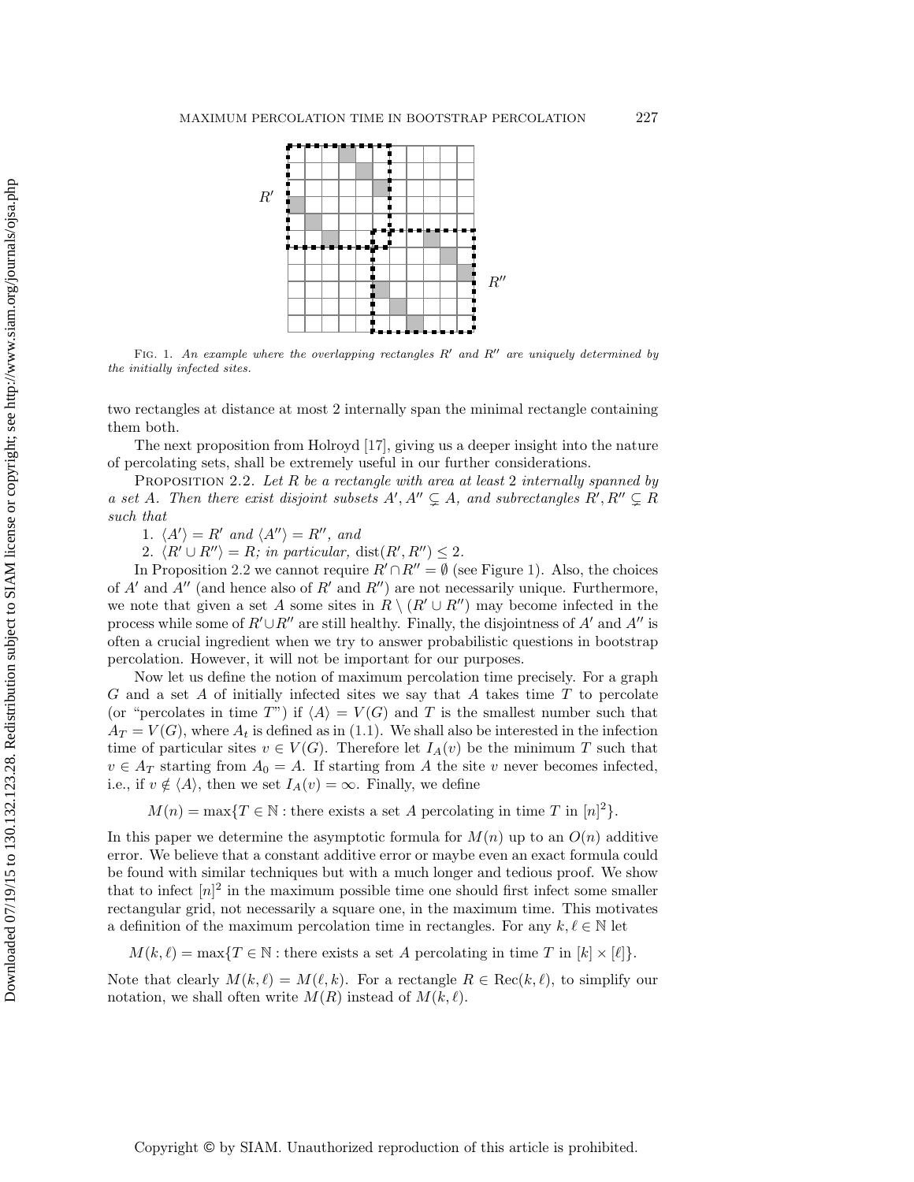Fig. 1. *An example where the overlapping rectangles $R'$ and $R''$ are uniquely determined by the initially infected sites.*

two rectangles at distance at most 2 internally span the minimal rectangle containing them both.

The next proposition from Holroyd [17], giving us a deeper insight into the nature of percolating sets, shall be extremely useful in our further considerations.

Proposition 2.2. *Let $R$ be a rectangle with area at least 2 internally spanned by a set $A$. Then there exist disjoint subsets $A', A'' \subsetneq A$, and subrectangles $R', R'' \subsetneq R$ such that*

1. *$\langle A' \rangle = R'$ and $\langle A'' \rangle = R''$, and*
2. *$\langle R' \cup R'' \rangle = R$; in particular, $\mathrm{dist}(R', R'') \leq 2$.*

In Proposition 2.2 we cannot require $R' \cap R'' = \emptyset$ (see Figure 1). Also, the choices of $A'$ and $A''$ (and hence also of $R'$ and $R''$) are not necessarily unique. Furthermore, we note that given a set $A$ some sites in $R \setminus (R' \cup R'')$ may become infected in the process while some of $R' \cup R''$ are still healthy. Finally, the disjointness of $A'$ and $A''$ is often a crucial ingredient when we try to answer probabilistic questions in bootstrap percolation. However, it will not be important for our purposes.

Now let us define the notion of maximum percolation time precisely. For a graph $G$ and a set $A$ of initially infected sites we say that $A$ takes time $T$ to percolate (or "percolates in time $T$") if $\langle A \rangle = V(G)$ and $T$ is the smallest number such that $A_T = V(G)$, where $A_t$ is defined as in (1.1). We shall also be interested in the infection time of particular sites $v \in V(G)$. Therefore let $I_A(v)$ be the minimum $T$ such that $v \in A_T$ starting from $A_0 = A$. If starting from $A$ the site $v$ never becomes infected, i.e., if $v \notin \langle A \rangle$, then we set $I_A(v) = \infty$. Finally, we define

$$M(n) = \max\{T \in \mathbb{N} : \text{there exists a set } A \text{ percolating in time } T \text{ in } [n]^2\}.$$

In this paper we determine the asymptotic formula for $M(n)$ up to an $O(n)$ additive error. We believe that a constant additive error or maybe even an exact formula could be found with similar techniques but with a much longer and tedious proof. We show that to infect $[n]^2$ in the maximum possible time one should first infect some smaller rectangular grid, not necessarily a square one, in the maximum time. This motivates a definition of the maximum percolation time in rectangles. For any $k, \ell \in \mathbb{N}$ let

$$M(k, \ell) = \max\{T \in \mathbb{N} : \text{there exists a set } A \text{ percolating in time } T \text{ in } [k] \times [\ell]\}.$$

Note that clearly $M(k, \ell) = M(\ell, k)$. For a rectangle $R \in \mathrm{Rec}(k, \ell)$, to simplify our notation, we shall often write $M(R)$ instead of $M(k, \ell)$.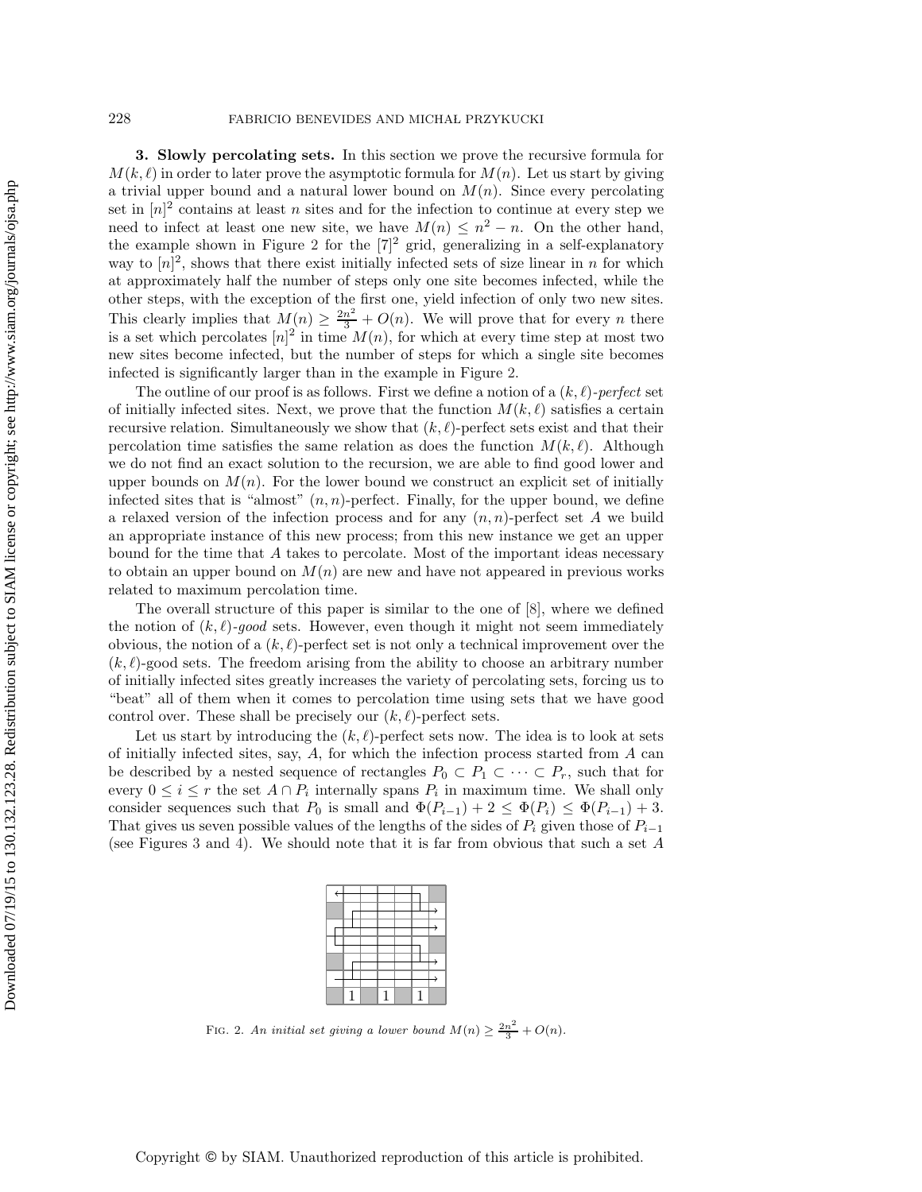**3. Slowly percolating sets.** In this section we prove the recursive formula for $M(k, \ell)$ in order to later prove the asymptotic formula for $M(n)$. Let us start by giving a trivial upper bound and a natural lower bound on $M(n)$. Since every percolating set in $[n]^2$ contains at least $n$ sites and for the infection to continue at every step we need to infect at least one new site, we have $M(n) \leq n^2 - n$. On the other hand, the example shown in Figure 2 for the $[7]^2$ grid, generalizing in a self-explanatory way to $[n]^2$, shows that there exist initially infected sets of size linear in $n$ for which at approximately half the number of steps only one site becomes infected, while the other steps, with the exception of the first one, yield infection of only two new sites. This clearly implies that $M(n) \geq \frac{2n^2}{3} + O(n)$. We will prove that for every $n$ there is a set which percolates $[n]^2$ in time $M(n)$, for which at every time step at most two new sites become infected, but the number of steps for which a single site becomes infected is significantly larger than in the example in Figure 2.

The outline of our proof is as follows. First we define a notion of a $(k, \ell)$-*perfect* set of initially infected sites. Next, we prove that the function $M(k, \ell)$ satisfies a certain recursive relation. Simultaneously we show that $(k, \ell)$-perfect sets exist and that their percolation time satisfies the same relation as does the function $M(k, \ell)$. Although we do not find an exact solution to the recursion, we are able to find good lower and upper bounds on $M(n)$. For the lower bound we construct an explicit set of initially infected sites that is "almost" $(n, n)$-perfect. Finally, for the upper bound, we define a relaxed version of the infection process and for any $(n, n)$-perfect set $A$ we build an appropriate instance of this new process; from this new instance we get an upper bound for the time that $A$ takes to percolate. Most of the important ideas necessary to obtain an upper bound on $M(n)$ are new and have not appeared in previous works related to maximum percolation time.

The overall structure of this paper is similar to the one of [8], where we defined the notion of $(k, \ell)$-*good* sets. However, even though it might not seem immediately obvious, the notion of a $(k, \ell)$-perfect set is not only a technical improvement over the $(k, \ell)$-good sets. The freedom arising from the ability to choose an arbitrary number of initially infected sites greatly increases the variety of percolating sets, forcing us to "beat" all of them when it comes to percolation time using sets that we have good control over. These shall be precisely our $(k, \ell)$-perfect sets.

Let us start by introducing the $(k, \ell)$-perfect sets now. The idea is to look at sets of initially infected sites, say, $A$, for which the infection process started from $A$ can be described by a nested sequence of rectangles $P_0 \subset P_1 \subset \cdots \subset P_r$, such that for every $0 \leq i \leq r$ the set $A \cap P_i$ internally spans $P_i$ in maximum time. We shall only consider sequences such that $P_0$ is small and $\Phi(P_{i-1}) + 2 \leq \Phi(P_i) \leq \Phi(P_{i-1}) + 3$. That gives us seven possible values of the lengths of the sides of $P_i$ given those of $P_{i-1}$ (see Figures 3 and 4). We should note that it is far from obvious that such a set $A$

Fig. 2. *An initial set giving a lower bound* $M(n) \geq \frac{2n^2}{3} + O(n)$.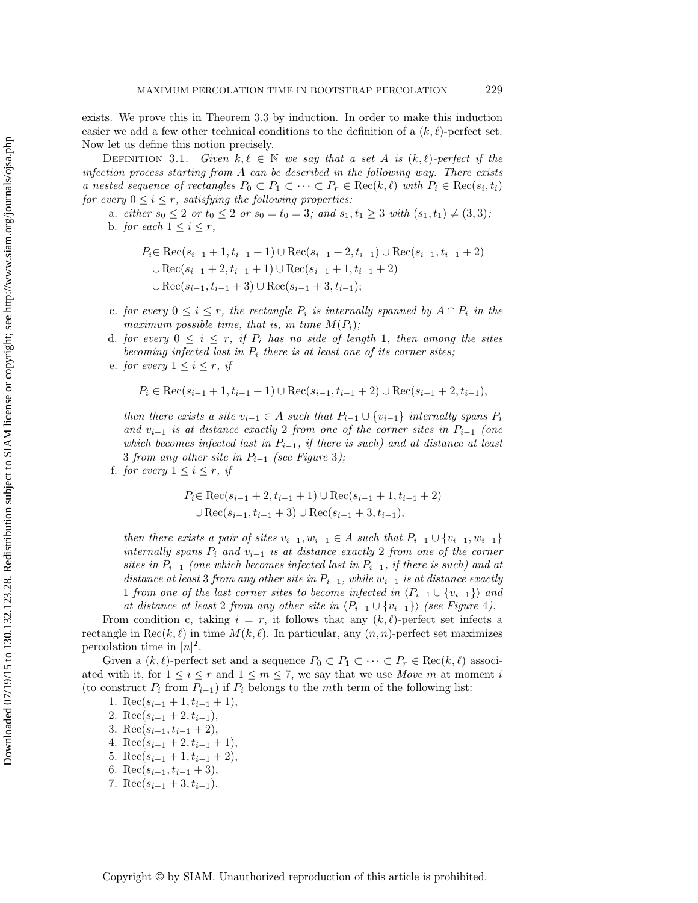exists. We prove this in Theorem 3.3 by induction. In order to make this induction easier we add a few other technical conditions to the definition of a $(k,\ell)$-perfect set. Now let us define this notion precisely.

Definition 3.1. *Given $k,\ell \in \mathbb{N}$ we say that a set $A$ is $(k,\ell)$-perfect if the infection process starting from $A$ can be described in the following way. There exists a nested sequence of rectangles $P_0 \subset P_1 \subset \cdots \subset P_r \in \mathrm{Rec}(k,\ell)$ with $P_i \in \mathrm{Rec}(s_i,t_i)$ for every $0 \le i \le r$, satisfying the following properties:*

a. *either $s_0 \le 2$ or $t_0 \le 2$ or $s_0 = t_0 = 3$; and $s_1, t_1 \ge 3$ with $(s_1,t_1) \ne (3,3)$;*

b. *for each $1 \le i \le r$,*

$$\begin{aligned}P_i \in\ & \mathrm{Rec}(s_{i-1}+1,t_{i-1}+1) \cup \mathrm{Rec}(s_{i-1}+2,t_{i-1}) \cup \mathrm{Rec}(s_{i-1},t_{i-1}+2)\\ &\cup \mathrm{Rec}(s_{i-1}+2,t_{i-1}+1) \cup \mathrm{Rec}(s_{i-1}+1,t_{i-1}+2)\\ &\cup \mathrm{Rec}(s_{i-1},t_{i-1}+3) \cup \mathrm{Rec}(s_{i-1}+3,t_{i-1});\end{aligned}$$

c. *for every $0 \le i \le r$, the rectangle $P_i$ is internally spanned by $A \cap P_i$ in the maximum possible time, that is, in time $M(P_i)$;*

d. *for every $0 \le i \le r$, if $P_i$ has no side of length 1, then among the sites becoming infected last in $P_i$ there is at least one of its corner sites;*

e. *for every $1 \le i \le r$, if*

$$P_i \in \mathrm{Rec}(s_{i-1}+1,t_{i-1}+1) \cup \mathrm{Rec}(s_{i-1},t_{i-1}+2) \cup \mathrm{Rec}(s_{i-1}+2,t_{i-1}),$$

*then there exists a site $v_{i-1} \in A$ such that $P_{i-1} \cup \{v_{i-1}\}$ internally spans $P_i$ and $v_{i-1}$ is at distance exactly 2 from one of the corner sites in $P_{i-1}$ (one which becomes infected last in $P_{i-1}$, if there is such) and at distance at least 3 from any other site in $P_{i-1}$ (see Figure 3);*

f. *for every $1 \le i \le r$, if*

$$\begin{aligned}P_i \in\ & \mathrm{Rec}(s_{i-1}+2,t_{i-1}+1) \cup \mathrm{Rec}(s_{i-1}+1,t_{i-1}+2)\\ &\cup \mathrm{Rec}(s_{i-1},t_{i-1}+3) \cup \mathrm{Rec}(s_{i-1}+3,t_{i-1}),\end{aligned}$$

*then there exists a pair of sites $v_{i-1}, w_{i-1} \in A$ such that $P_{i-1} \cup \{v_{i-1}, w_{i-1}\}$ internally spans $P_i$ and $v_{i-1}$ is at distance exactly 2 from one of the corner sites in $P_{i-1}$ (one which becomes infected last in $P_{i-1}$, if there is such) and at distance at least 3 from any other site in $P_{i-1}$, while $w_{i-1}$ is at distance exactly 1 from one of the last corner sites to become infected in $\langle P_{i-1} \cup \{v_{i-1}\}\rangle$ and at distance at least 2 from any other site in $\langle P_{i-1} \cup \{v_{i-1}\}\rangle$ (see Figure 4).*

From condition c, taking $i = r$, it follows that any $(k,\ell)$-perfect set infects a rectangle in $\mathrm{Rec}(k,\ell)$ in time $M(k,\ell)$. In particular, any $(n,n)$-perfect set maximizes percolation time in $[n]^2$.

Given a $(k,\ell)$-perfect set and a sequence $P_0 \subset P_1 \subset \cdots \subset P_r \in \mathrm{Rec}(k,\ell)$ associated with it, for $1 \le i \le r$ and $1 \le m \le 7$, we say that we use *Move $m$* at moment $i$ (to construct $P_i$ from $P_{i-1}$) if $P_i$ belongs to the $m$th term of the following list:

1. $\mathrm{Rec}(s_{i-1}+1,t_{i-1}+1)$,
2. $\mathrm{Rec}(s_{i-1}+2,t_{i-1})$,
3. $\mathrm{Rec}(s_{i-1},t_{i-1}+2)$,
4. $\mathrm{Rec}(s_{i-1}+2,t_{i-1}+1)$,
5. $\mathrm{Rec}(s_{i-1}+1,t_{i-1}+2)$,
6. $\mathrm{Rec}(s_{i-1},t_{i-1}+3)$,
7. $\mathrm{Rec}(s_{i-1}+3,t_{i-1})$.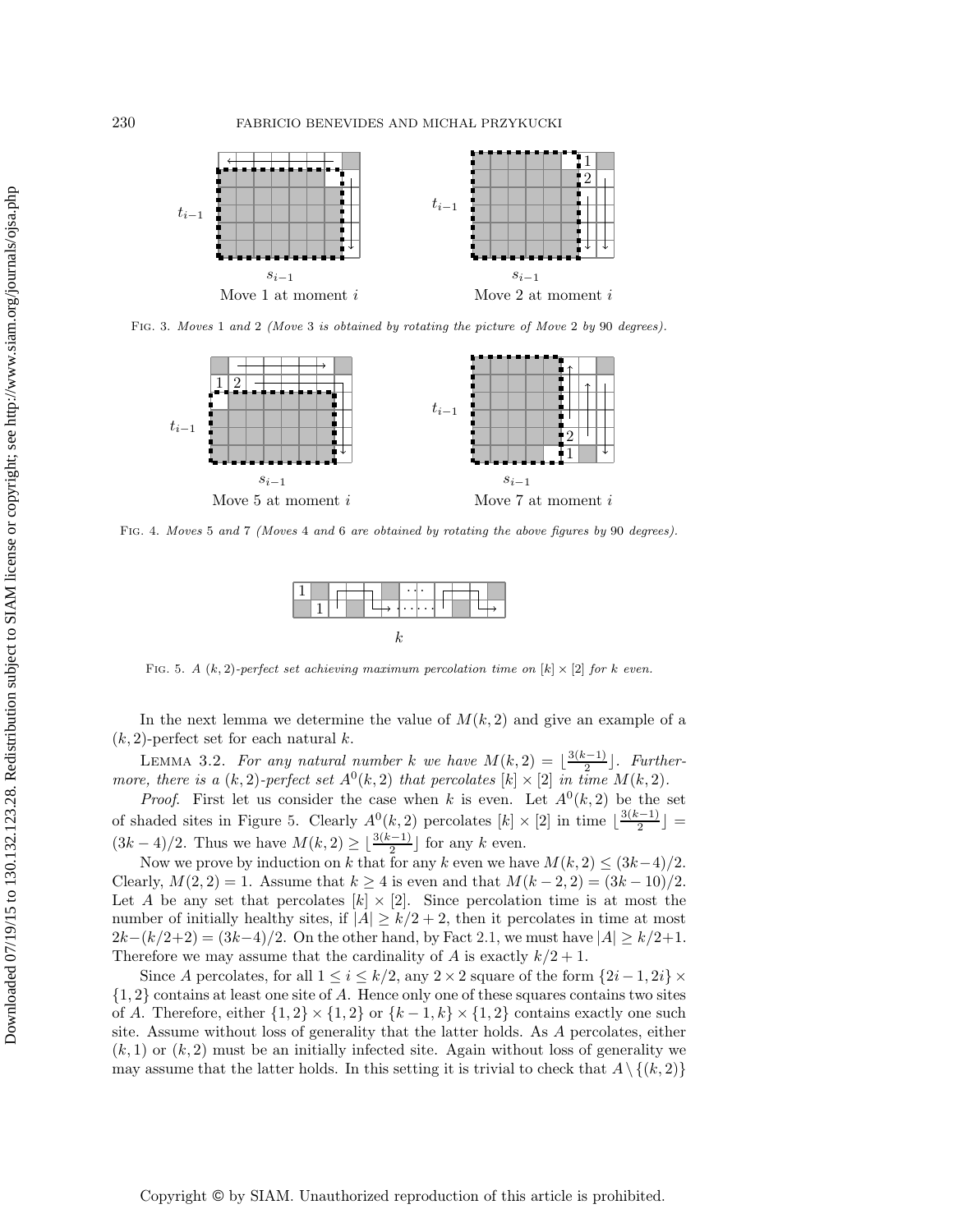Move 1 at moment $i$

Move 2 at moment $i$

FIG. 3. *Moves* 1 *and* 2 *(Move* 3 *is obtained by rotating the picture of Move* 2 *by* 90 *degrees).*

Move 5 at moment $i$

Move 7 at moment $i$

FIG. 4. *Moves* 5 *and* 7 *(Moves* 4 *and* 6 *are obtained by rotating the above figures by* 90 *degrees).*

FIG. 5. *A* $(k, 2)$*-perfect set achieving maximum percolation time on* $[k] \times [2]$ *for* $k$ *even.*

In the next lemma we determine the value of $M(k, 2)$ and give an example of a $(k, 2)$-perfect set for each natural $k$.

LEMMA 3.2. *For any natural number* $k$ *we have* $M(k, 2) = \lfloor \frac{3(k-1)}{2} \rfloor$*. Furthermore, there is a* $(k, 2)$*-perfect set* $A^0(k, 2)$ *that percolates* $[k] \times [2]$ *in time* $M(k, 2)$*.*

*Proof.* First let us consider the case when $k$ is even. Let $A^0(k, 2)$ be the set of shaded sites in Figure 5. Clearly $A^0(k, 2)$ percolates $[k] \times [2]$ in time $\lfloor \frac{3(k-1)}{2} \rfloor = (3k - 4)/2$. Thus we have $M(k, 2) \geq \lfloor \frac{3(k-1)}{2} \rfloor$ for any $k$ even.

Now we prove by induction on $k$ that for any $k$ even we have $M(k, 2) \leq (3k-4)/2$. Clearly, $M(2, 2) = 1$. Assume that $k \geq 4$ is even and that $M(k-2, 2) = (3k - 10)/2$. Let $A$ be any set that percolates $[k] \times [2]$. Since percolation time is at most the number of initially healthy sites, if $|A| \geq k/2 + 2$, then it percolates in time at most $2k-(k/2+2) = (3k-4)/2$. On the other hand, by Fact 2.1, we must have $|A| \geq k/2+1$. Therefore we may assume that the cardinality of $A$ is exactly $k/2 + 1$.

Since $A$ percolates, for all $1 \leq i \leq k/2$, any $2 \times 2$ square of the form $\{2i-1, 2i\} \times \{1, 2\}$ contains at least one site of $A$. Hence only one of these squares contains two sites of $A$. Therefore, either $\{1, 2\} \times \{1, 2\}$ or $\{k-1, k\} \times \{1, 2\}$ contains exactly one such site. Assume without loss of generality that the latter holds. As $A$ percolates, either $(k, 1)$ or $(k, 2)$ must be an initially infected site. Again without loss of generality we may assume that the latter holds. In this setting it is trivial to check that $A \setminus \{(k, 2)\}$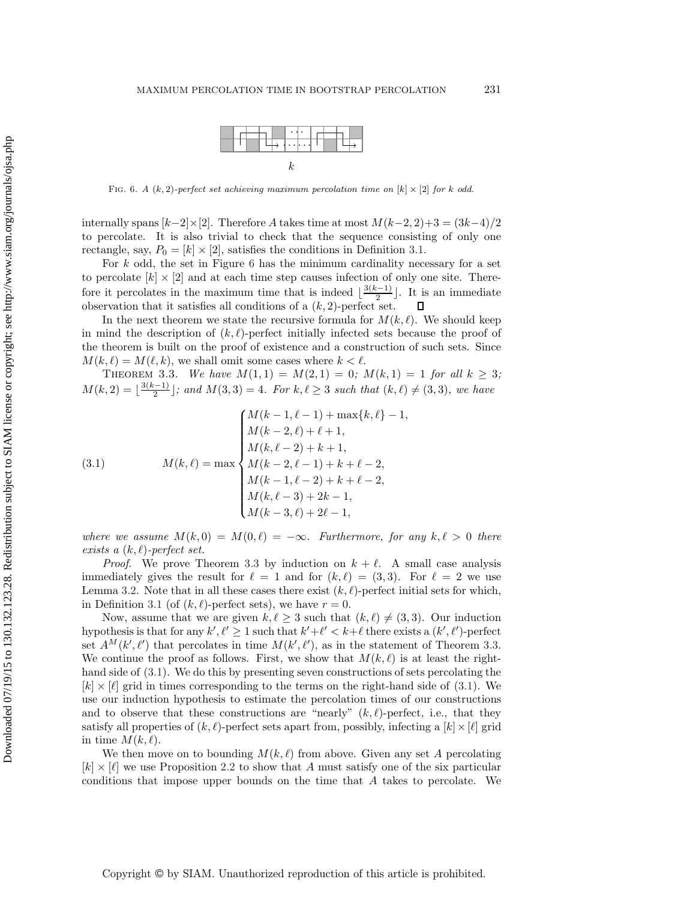FIG. 6. *A $(k,2)$-perfect set achieving maximum percolation time on $[k] \times [2]$ for $k$ odd.*

internally spans $[k-2] \times [2]$. Therefore $A$ takes time at most $M(k-2,2)+3 = (3k-4)/2$ to percolate. It is also trivial to check that the sequence consisting of only one rectangle, say, $P_0 = [k] \times [2]$, satisfies the conditions in Definition 3.1.

For $k$ odd, the set in Figure 6 has the minimum cardinality necessary for a set to percolate $[k] \times [2]$ and at each time step causes infection of only one site. Therefore it percolates in the maximum time that is indeed $\lfloor \frac{3(k-1)}{2} \rfloor$. It is an immediate observation that it satisfies all conditions of a $(k,2)$-perfect set. ∎

In the next theorem we state the recursive formula for $M(k,\ell)$. We should keep in mind the description of $(k,\ell)$-perfect initially infected sets because the proof of the theorem is built on the proof of existence and a construction of such sets. Since $M(k,\ell) = M(\ell,k)$, we shall omit some cases where $k < \ell$.

THEOREM 3.3. *We have $M(1,1) = M(2,1) = 0$; $M(k,1) = 1$ for all $k \geq 3$; $M(k,2) = \lfloor \frac{3(k-1)}{2} \rfloor$; and $M(3,3) = 4$. For $k,\ell \geq 3$ such that $(k,\ell) \neq (3,3)$, we have*

$$
M(k,\ell) = \max \begin{cases} M(k-1,\ell-1) + \max\{k,\ell\} - 1, \\ M(k-2,\ell) + \ell + 1, \\ M(k,\ell-2) + k + 1, \\ M(k-2,\ell-1) + k + \ell - 2, \\ M(k-1,\ell-2) + k + \ell - 2, \\ M(k,\ell-3) + 2k - 1, \\ M(k-3,\ell) + 2\ell - 1, \end{cases} \tag{3.1}
$$

*where we assume $M(k,0) = M(0,\ell) = -\infty$. Furthermore, for any $k,\ell > 0$ there exists a $(k,\ell)$-perfect set.*

*Proof.* We prove Theorem 3.3 by induction on $k+\ell$. A small case analysis immediately gives the result for $\ell = 1$ and for $(k,\ell) = (3,3)$. For $\ell = 2$ we use Lemma 3.2. Note that in all these cases there exist $(k,\ell)$-perfect initial sets for which, in Definition 3.1 (of $(k,\ell)$-perfect sets), we have $r = 0$.

Now, assume that we are given $k,\ell \geq 3$ such that $(k,\ell) \neq (3,3)$. Our induction hypothesis is that for any $k',\ell' \geq 1$ such that $k'+\ell' < k+\ell$ there exists a $(k',\ell')$-perfect set $A^M(k',\ell')$ that percolates in time $M(k',\ell')$, as in the statement of Theorem 3.3. We continue the proof as follows. First, we show that $M(k,\ell)$ is at least the right-hand side of (3.1). We do this by presenting seven constructions of sets percolating the $[k] \times [\ell]$ grid in times corresponding to the terms on the right-hand side of (3.1). We use our induction hypothesis to estimate the percolation times of our constructions and to observe that these constructions are "nearly" $(k,\ell)$-perfect, i.e., that they satisfy all properties of $(k,\ell)$-perfect sets apart from, possibly, infecting a $[k] \times [\ell]$ grid in time $M(k,\ell)$.

We then move on to bounding $M(k,\ell)$ from above. Given any set $A$ percolating $[k] \times [\ell]$ we use Proposition 2.2 to show that $A$ must satisfy one of the six particular conditions that impose upper bounds on the time that $A$ takes to percolate. We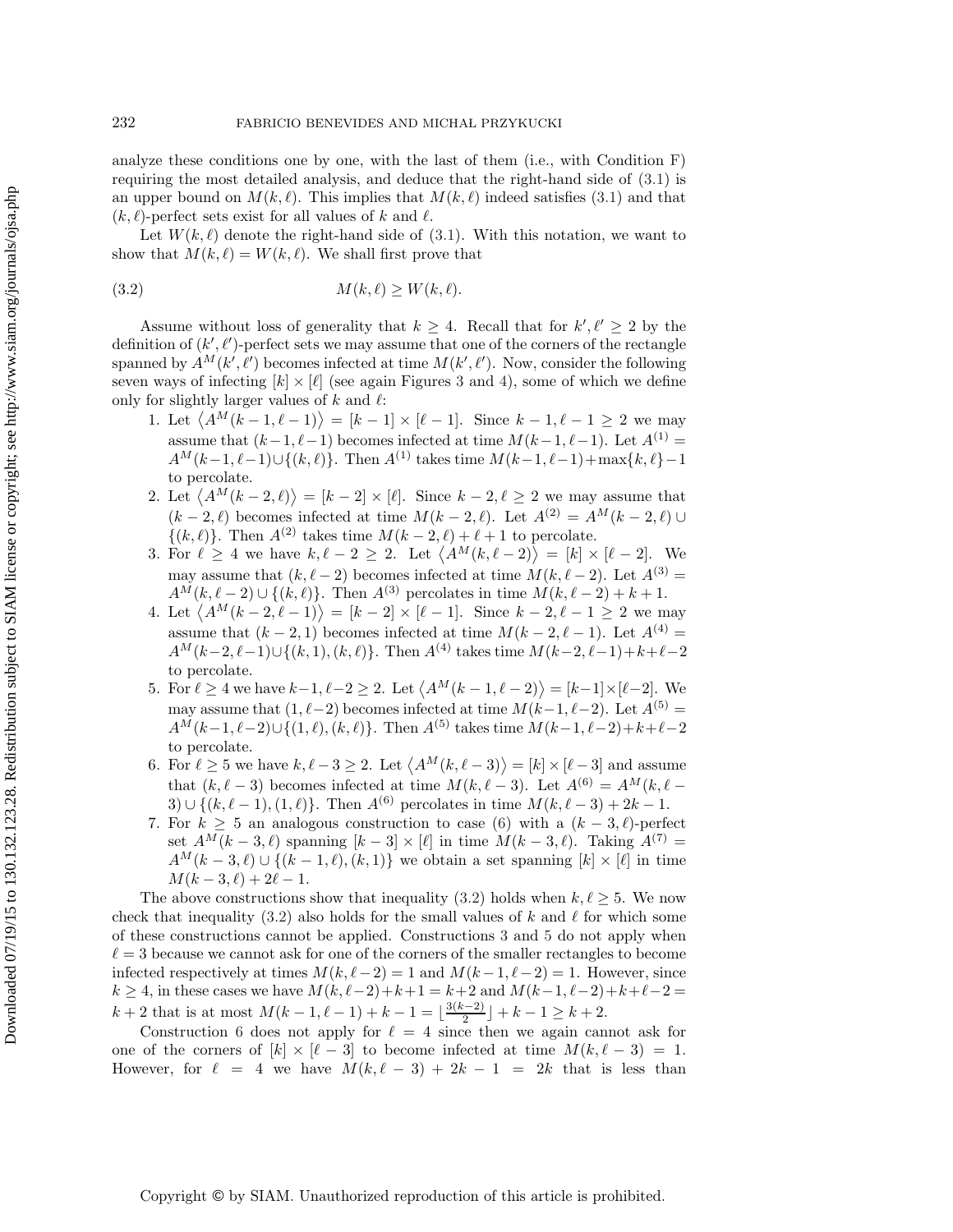analyze these conditions one by one, with the last of them (i.e., with Condition F) requiring the most detailed analysis, and deduce that the right-hand side of (3.1) is an upper bound on $M(k, \ell)$. This implies that $M(k, \ell)$ indeed satisfies (3.1) and that $(k, \ell)$-perfect sets exist for all values of $k$ and $\ell$.

Let $W(k, \ell)$ denote the right-hand side of (3.1). With this notation, we want to show that $M(k, \ell) = W(k, \ell)$. We shall first prove that

$$M(k, \ell) \geq W(k, \ell). \tag{3.2}$$

Assume without loss of generality that $k \geq 4$. Recall that for $k', \ell' \geq 2$ by the definition of $(k', \ell')$-perfect sets we may assume that one of the corners of the rectangle spanned by $A^M(k', \ell')$ becomes infected at time $M(k', \ell')$. Now, consider the following seven ways of infecting $[k] \times [\ell]$ (see again Figures 3 and 4), some of which we define only for slightly larger values of $k$ and $\ell$:

1. Let $\langle A^M(k-1, \ell-1) \rangle = [k-1] \times [\ell-1]$. Since $k-1, \ell-1 \geq 2$ we may assume that $(k-1, \ell-1)$ becomes infected at time $M(k-1, \ell-1)$. Let $A^{(1)} = A^M(k-1, \ell-1) \cup \{(k, \ell)\}$. Then $A^{(1)}$ takes time $M(k-1, \ell-1) + \max\{k, \ell\} - 1$ to percolate.
2. Let $\langle A^M(k-2, \ell) \rangle = [k-2] \times [\ell]$. Since $k-2, \ell \geq 2$ we may assume that $(k-2, \ell)$ becomes infected at time $M(k-2, \ell)$. Let $A^{(2)} = A^M(k-2, \ell) \cup \{(k, \ell)\}$. Then $A^{(2)}$ takes time $M(k-2, \ell) + \ell + 1$ to percolate.
3. For $\ell \geq 4$ we have $k, \ell-2 \geq 2$. Let $\langle A^M(k, \ell-2) \rangle = [k] \times [\ell-2]$. We may assume that $(k, \ell-2)$ becomes infected at time $M(k, \ell-2)$. Let $A^{(3)} = A^M(k, \ell-2) \cup \{(k, \ell)\}$. Then $A^{(3)}$ percolates in time $M(k, \ell-2) + k + 1$.
4. Let $\langle A^M(k-2, \ell-1) \rangle = [k-2] \times [\ell-1]$. Since $k-2, \ell-1 \geq 2$ we may assume that $(k-2, 1)$ becomes infected at time $M(k-2, \ell-1)$. Let $A^{(4)} = A^M(k-2, \ell-1) \cup \{(k, 1), (k, \ell)\}$. Then $A^{(4)}$ takes time $M(k-2, \ell-1) + k + \ell - 2$ to percolate.
5. For $\ell \geq 4$ we have $k-1, \ell-2 \geq 2$. Let $\langle A^M(k-1, \ell-2) \rangle = [k-1] \times [\ell-2]$. We may assume that $(1, \ell-2)$ becomes infected at time $M(k-1, \ell-2)$. Let $A^{(5)} = A^M(k-1, \ell-2) \cup \{(1, \ell), (k, \ell)\}$. Then $A^{(5)}$ takes time $M(k-1, \ell-2) + k + \ell - 2$ to percolate.
6. For $\ell \geq 5$ we have $k, \ell-3 \geq 2$. Let $\langle A^M(k, \ell-3) \rangle = [k] \times [\ell-3]$ and assume that $(k, \ell-3)$ becomes infected at time $M(k, \ell-3)$. Let $A^{(6)} = A^M(k, \ell-3) \cup \{(k, \ell-1), (1, \ell)\}$. Then $A^{(6)}$ percolates in time $M(k, \ell-3) + 2k - 1$.
7. For $k \geq 5$ an analogous construction to case (6) with a $(k-3, \ell)$-perfect set $A^M(k-3, \ell)$ spanning $[k-3] \times [\ell]$ in time $M(k-3, \ell)$. Taking $A^{(7)} = A^M(k-3, \ell) \cup \{(k-1, \ell), (k, 1)\}$ we obtain a set spanning $[k] \times [\ell]$ in time $M(k-3, \ell) + 2\ell - 1$.

The above constructions show that inequality (3.2) holds when $k, \ell \geq 5$. We now check that inequality (3.2) also holds for the small values of $k$ and $\ell$ for which some of these constructions cannot be applied. Constructions 3 and 5 do not apply when $\ell = 3$ because we cannot ask for one of the corners of the smaller rectangles to become infected respectively at times $M(k, \ell-2) = 1$ and $M(k-1, \ell-2) = 1$. However, since $k \geq 4$, in these cases we have $M(k, \ell-2) + k + 1 = k + 2$ and $M(k-1, \ell-2) + k + \ell - 2 = k + 2$ that is at most $M(k-1, \ell-1) + k - 1 = \lfloor \frac{3(k-2)}{2} \rfloor + k - 1 \geq k + 2$.

Construction 6 does not apply for $\ell = 4$ since then we again cannot ask for one of the corners of $[k] \times [\ell-3]$ to become infected at time $M(k, \ell-3) = 1$. However, for $\ell = 4$ we have $M(k, \ell-3) + 2k - 1 = 2k$ that is less than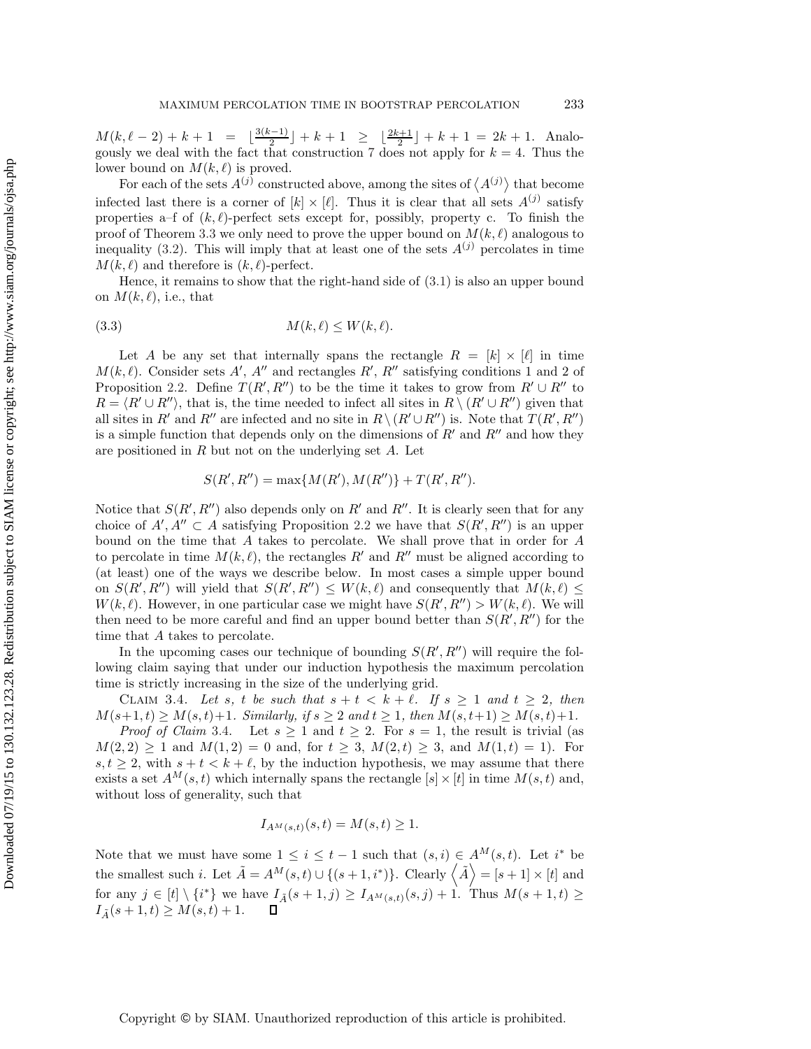$M(k, \ell - 2) + k + 1 = \lfloor \frac{3(k-1)}{2} \rfloor + k + 1 \geq \lfloor \frac{2k+1}{2} \rfloor + k + 1 = 2k + 1$. Analogously we deal with the fact that construction 7 does not apply for $k = 4$. Thus the lower bound on $M(k, \ell)$ is proved.

For each of the sets $A^{(j)}$ constructed above, among the sites of $\langle A^{(j)} \rangle$ that become infected last there is a corner of $[k] \times [\ell]$. Thus it is clear that all sets $A^{(j)}$ satisfy properties a–f of $(k, \ell)$-perfect sets except for, possibly, property c. To finish the proof of Theorem 3.3 we only need to prove the upper bound on $M(k, \ell)$ analogous to inequality (3.2). This will imply that at least one of the sets $A^{(j)}$ percolates in time $M(k, \ell)$ and therefore is $(k, \ell)$-perfect.

Hence, it remains to show that the right-hand side of (3.1) is also an upper bound on $M(k, \ell)$, i.e., that

$$M(k, \ell) \leq W(k, \ell). \tag{3.3}$$

Let $A$ be any set that internally spans the rectangle $R = [k] \times [\ell]$ in time $M(k, \ell)$. Consider sets $A'$, $A''$ and rectangles $R'$, $R''$ satisfying conditions 1 and 2 of Proposition 2.2. Define $T(R', R'')$ to be the time it takes to grow from $R' \cup R''$ to $R = \langle R' \cup R'' \rangle$, that is, the time needed to infect all sites in $R \setminus (R' \cup R'')$ given that all sites in $R'$ and $R''$ are infected and no site in $R \setminus (R' \cup R'')$ is. Note that $T(R', R'')$ is a simple function that depends only on the dimensions of $R'$ and $R''$ and how they are positioned in $R$ but not on the underlying set $A$. Let

$$S(R', R'') = \max\{M(R'), M(R'')\} + T(R', R'').$$

Notice that $S(R', R'')$ also depends only on $R'$ and $R''$. It is clearly seen that for any choice of $A', A'' \subset A$ satisfying Proposition 2.2 we have that $S(R', R'')$ is an upper bound on the time that $A$ takes to percolate. We shall prove that in order for $A$ to percolate in time $M(k, \ell)$, the rectangles $R'$ and $R''$ must be aligned according to (at least) one of the ways we describe below. In most cases a simple upper bound on $S(R', R'')$ will yield that $S(R', R'') \leq W(k, \ell)$ and consequently that $M(k, \ell) \leq W(k, \ell)$. However, in one particular case we might have $S(R', R'') > W(k, \ell)$. We will then need to be more careful and find an upper bound better than $S(R', R'')$ for the time that $A$ takes to percolate.

In the upcoming cases our technique of bounding $S(R', R'')$ will require the following claim saying that under our induction hypothesis the maximum percolation time is strictly increasing in the size of the underlying grid.

Claim 3.4. *Let $s$, $t$ be such that $s + t < k + \ell$. If $s \geq 1$ and $t \geq 2$, then $M(s+1, t) \geq M(s, t) + 1$. Similarly, if $s \geq 2$ and $t \geq 1$, then $M(s, t+1) \geq M(s, t) + 1$.*

*Proof of Claim* 3.4. Let $s \geq 1$ and $t \geq 2$. For $s = 1$, the result is trivial (as $M(2, 2) \geq 1$ and $M(1, 2) = 0$ and, for $t \geq 3$, $M(2, t) \geq 3$, and $M(1, t) = 1$). For $s, t \geq 2$, with $s + t < k + \ell$, by the induction hypothesis, we may assume that there exists a set $A^M(s, t)$ which internally spans the rectangle $[s] \times [t]$ in time $M(s, t)$ and, without loss of generality, such that

$$I_{A^M(s,t)}(s, t) = M(s, t) \geq 1.$$

Note that we must have some $1 \leq i \leq t - 1$ such that $(s, i) \in A^M(s, t)$. Let $i^*$ be the smallest such $i$. Let $\tilde{A} = A^M(s, t) \cup \{(s + 1, i^*)\}$. Clearly $\langle \tilde{A} \rangle = [s + 1] \times [t]$ and for any $j \in [t] \setminus \{i^*\}$ we have $I_{\tilde{A}}(s + 1, j) \geq I_{A^M(s,t)}(s, j) + 1$. Thus $M(s + 1, t) \geq I_{\tilde{A}}(s + 1, t) \geq M(s, t) + 1$. $\square$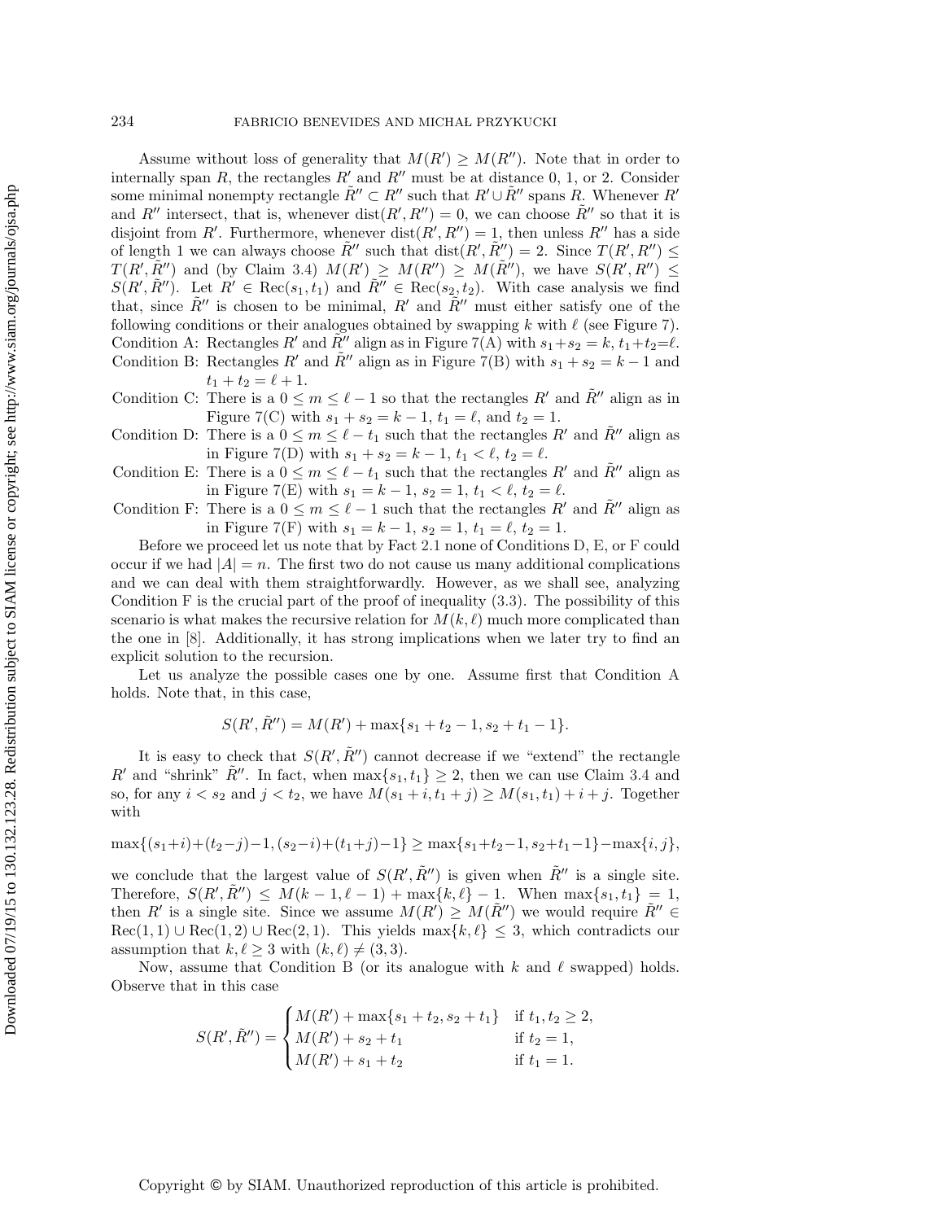Assume without loss of generality that $M(R') \geq M(R'')$. Note that in order to internally span $R$, the rectangles $R'$ and $R''$ must be at distance 0, 1, or 2. Consider some minimal nonempty rectangle $\tilde{R}'' \subset R''$ such that $R' \cup \tilde{R}''$ spans $R$. Whenever $R'$ and $R''$ intersect, that is, whenever $\text{dist}(R', R'') = 0$, we can choose $\tilde{R}''$ so that it is disjoint from $R'$. Furthermore, whenever $\text{dist}(R', R'') = 1$, then unless $R''$ has a side of length 1 we can always choose $\tilde{R}''$ such that $\text{dist}(R', \tilde{R}'') = 2$. Since $T(R', R'') \leq T(R', \tilde{R}'')$ and (by Claim 3.4) $M(R') \geq M(R'') \geq M(\tilde{R}'')$, we have $S(R', R'') \leq S(R', \tilde{R}'')$. Let $R' \in \text{Rec}(s_1, t_1)$ and $\tilde{R}'' \in \text{Rec}(s_2, t_2)$. With case analysis we find that, since $\tilde{R}''$ is chosen to be minimal, $R'$ and $\tilde{R}''$ must either satisfy one of the following conditions or their analogues obtained by swapping $k$ with $\ell$ (see Figure 7).

Condition A: Rectangles $R'$ and $\tilde{R}''$ align as in Figure 7(A) with $s_1+s_2 = k$, $t_1+t_2=\ell$.

Condition B: Rectangles $R'$ and $\tilde{R}''$ align as in Figure 7(B) with $s_1 + s_2 = k - 1$ and $t_1 + t_2 = \ell + 1$.

Condition C: There is a $0 \leq m \leq \ell - 1$ so that the rectangles $R'$ and $\tilde{R}''$ align as in Figure 7(C) with $s_1 + s_2 = k - 1$, $t_1 = \ell$, and $t_2 = 1$.

Condition D: There is a $0 \leq m \leq \ell - t_1$ such that the rectangles $R'$ and $\tilde{R}''$ align as in Figure 7(D) with $s_1 + s_2 = k - 1$, $t_1 < \ell$, $t_2 = \ell$.

Condition E: There is a $0 \leq m \leq \ell - t_1$ such that the rectangles $R'$ and $\tilde{R}''$ align as in Figure 7(E) with $s_1 = k - 1$, $s_2 = 1$, $t_1 < \ell$, $t_2 = \ell$.

Condition F: There is a $0 \leq m \leq \ell - 1$ such that the rectangles $R'$ and $\tilde{R}''$ align as in Figure 7(F) with $s_1 = k - 1$, $s_2 = 1$, $t_1 = \ell$, $t_2 = 1$.

Before we proceed let us note that by Fact 2.1 none of Conditions D, E, or F could occur if we had $|A| = n$. The first two do not cause us many additional complications and we can deal with them straightforwardly. However, as we shall see, analyzing Condition F is the crucial part of the proof of inequality (3.3). The possibility of this scenario is what makes the recursive relation for $M(k, \ell)$ much more complicated than the one in [8]. Additionally, it has strong implications when we later try to find an explicit solution to the recursion.

Let us analyze the possible cases one by one. Assume first that Condition A holds. Note that, in this case,

$$S(R', \tilde{R}'') = M(R') + \max\{s_1 + t_2 - 1, s_2 + t_1 - 1\}.$$

It is easy to check that $S(R', \tilde{R}'')$ cannot decrease if we "extend" the rectangle $R'$ and "shrink" $\tilde{R}''$. In fact, when $\max\{s_1, t_1\} \geq 2$, then we can use Claim 3.4 and so, for any $i < s_2$ and $j < t_2$, we have $M(s_1 + i, t_1 + j) \geq M(s_1, t_1) + i + j$. Together with

$$\max\{(s_1+i)+(t_2-j)-1, (s_2-i)+(t_1+j)-1\} \geq \max\{s_1+t_2-1, s_2+t_1-1\} - \max\{i, j\},$$

we conclude that the largest value of $S(R', \tilde{R}'')$ is given when $\tilde{R}''$ is a single site. Therefore, $S(R', \tilde{R}'') \leq M(k-1, \ell-1) + \max\{k, \ell\} - 1$. When $\max\{s_1, t_1\} = 1$, then $R'$ is a single site. Since we assume $M(R') \geq M(\tilde{R}'')$ we would require $\tilde{R}'' \in \text{Rec}(1, 1) \cup \text{Rec}(1, 2) \cup \text{Rec}(2, 1)$. This yields $\max\{k, \ell\} \leq 3$, which contradicts our assumption that $k, \ell \geq 3$ with $(k, \ell) \neq (3, 3)$.

Now, assume that Condition B (or its analogue with $k$ and $\ell$ swapped) holds. Observe that in this case

$$S(R', \tilde{R}'') = \begin{cases} M(R') + \max\{s_1 + t_2, s_2 + t_1\} & \text{if } t_1, t_2 \geq 2, \\ M(R') + s_2 + t_1 & \text{if } t_2 = 1, \\ M(R') + s_1 + t_2 & \text{if } t_1 = 1. \end{cases}$$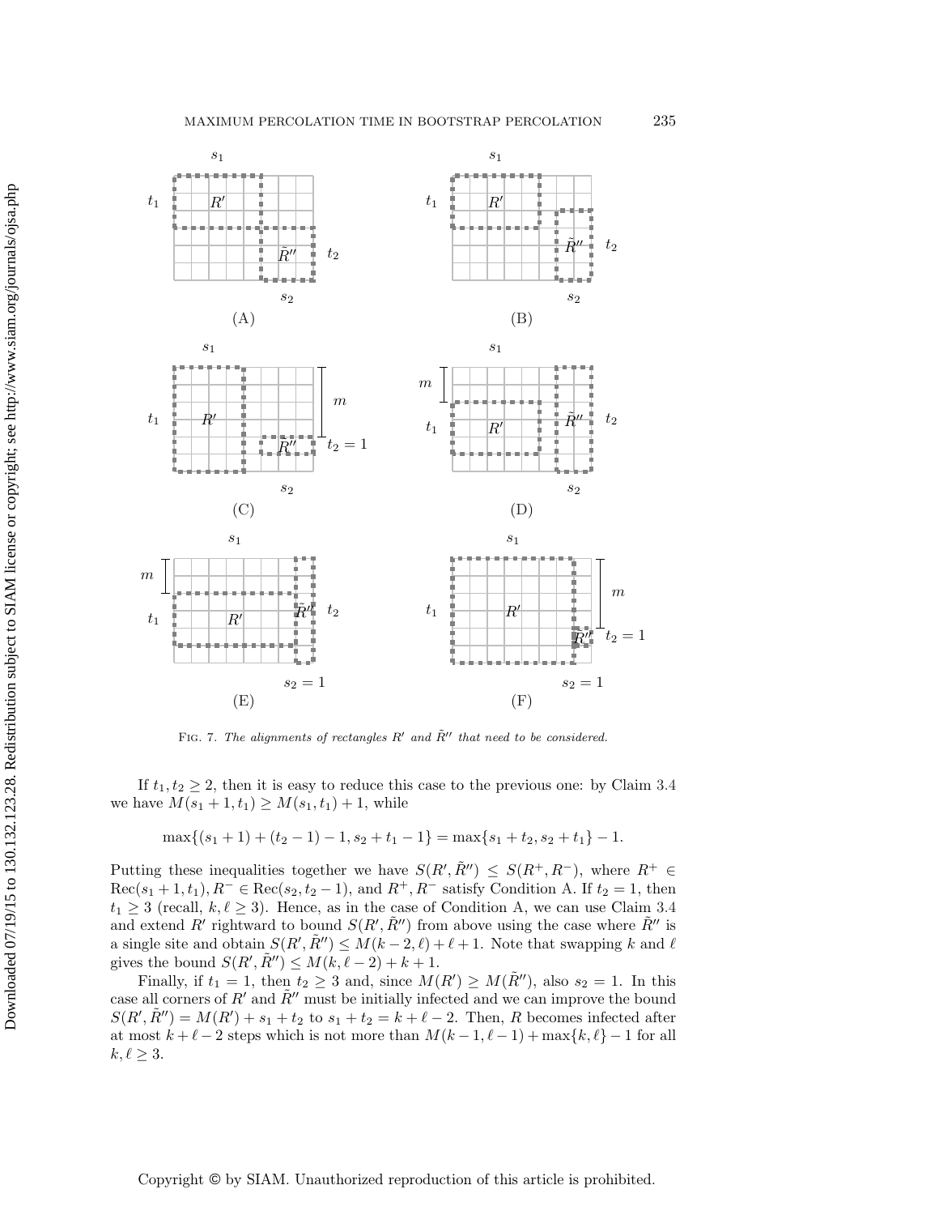Fig. 7. *The alignments of rectangles $R'$ and $\tilde{R}''$ that need to be considered.*

If $t_1, t_2 \geq 2$, then it is easy to reduce this case to the previous one: by Claim 3.4 we have $M(s_1+1, t_1) \geq M(s_1, t_1) + 1$, while

$$\max\{(s_1+1) + (t_2-1) - 1, s_2 + t_1 - 1\} = \max\{s_1 + t_2, s_2 + t_1\} - 1.$$

Putting these inequalities together we have $S(R', \tilde{R}'') \leq S(R^+, R^-)$, where $R^+ \in \text{Rec}(s_1+1, t_1)$, $R^- \in \text{Rec}(s_2, t_2-1)$, and $R^+, R^-$ satisfy Condition A. If $t_2 = 1$, then $t_1 \geq 3$ (recall, $k, \ell \geq 3$). Hence, as in the case of Condition A, we can use Claim 3.4 and extend $R'$ rightward to bound $S(R', \tilde{R}'')$ from above using the case where $\tilde{R}''$ is a single site and obtain $S(R', \tilde{R}'') \leq M(k-2, \ell) + \ell + 1$. Note that swapping $k$ and $\ell$ gives the bound $S(R', \tilde{R}'') \leq M(k, \ell-2) + k + 1$.

Finally, if $t_1 = 1$, then $t_2 \geq 3$ and, since $M(R') \geq M(\tilde{R}'')$, also $s_2 = 1$. In this case all corners of $R'$ and $\tilde{R}''$ must be initially infected and we can improve the bound $S(R', \tilde{R}'') = M(R') + s_1 + t_2$ to $s_1 + t_2 = k + \ell - 2$. Then, $R$ becomes infected after at most $k + \ell - 2$ steps which is not more than $M(k-1, \ell-1) + \max\{k, \ell\} - 1$ for all $k, \ell \geq 3$.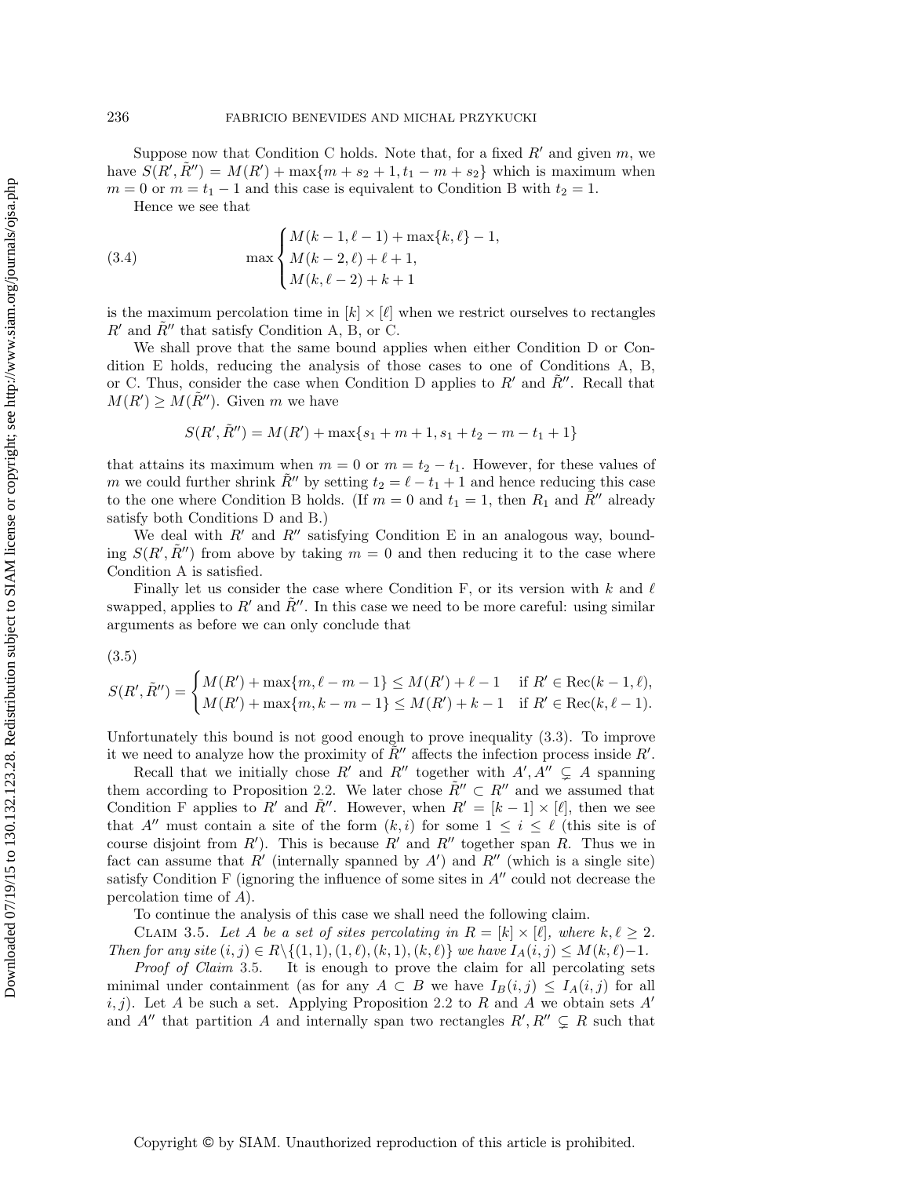Suppose now that Condition C holds. Note that, for a fixed $R'$ and given $m$, we have $S(R', \tilde{R}'') = M(R') + \max\{m + s_2 + 1, t_1 - m + s_2\}$ which is maximum when $m = 0$ or $m = t_1 - 1$ and this case is equivalent to Condition B with $t_2 = 1$.

Hence we see that

$$
\max \begin{cases} M(k-1, \ell-1) + \max\{k, \ell\} - 1, \\ M(k-2, \ell) + \ell + 1, \\ M(k, \ell - 2) + k + 1 \end{cases} \tag{3.4}
$$

is the maximum percolation time in $[k] \times [\ell]$ when we restrict ourselves to rectangles $R'$ and $\tilde{R}''$ that satisfy Condition A, B, or C.

We shall prove that the same bound applies when either Condition D or Condition E holds, reducing the analysis of those cases to one of Conditions A, B, or C. Thus, consider the case when Condition D applies to $R'$ and $\tilde{R}''$. Recall that $M(R') \geq M(\tilde{R}'')$. Given $m$ we have

$$
S(R', \tilde{R}'') = M(R') + \max\{s_1 + m + 1, s_1 + t_2 - m - t_1 + 1\}
$$

that attains its maximum when $m = 0$ or $m = t_2 - t_1$. However, for these values of $m$ we could further shrink $\tilde{R}''$ by setting $t_2 = \ell - t_1 + 1$ and hence reducing this case to the one where Condition B holds. (If $m = 0$ and $t_1 = 1$, then $R_1$ and $\tilde{R}''$ already satisfy both Conditions D and B.)

We deal with $R'$ and $R''$ satisfying Condition E in an analogous way, bounding $S(R', \tilde{R}'')$ from above by taking $m = 0$ and then reducing it to the case where Condition A is satisfied.

Finally let us consider the case where Condition F, or its version with $k$ and $\ell$ swapped, applies to $R'$ and $\tilde{R}''$. In this case we need to be more careful: using similar arguments as before we can only conclude that

$$
S(R', \tilde{R}'') = \begin{cases} M(R') + \max\{m, \ell - m - 1\} \leq M(R') + \ell - 1 & \text{if } R' \in \mathrm{Rec}(k-1, \ell), \\ M(R') + \max\{m, k - m - 1\} \leq M(R') + k - 1 & \text{if } R' \in \mathrm{Rec}(k, \ell - 1). \end{cases} \tag{3.5}
$$

Unfortunately this bound is not good enough to prove inequality (3.3). To improve it we need to analyze how the proximity of $\tilde{R}''$ affects the infection process inside $R'$.

Recall that we initially chose $R'$ and $R''$ together with $A', A'' \subsetneq A$ spanning them according to Proposition 2.2. We later chose $\tilde{R}'' \subset R''$ and we assumed that Condition F applies to $R'$ and $\tilde{R}''$. However, when $R' = [k-1] \times [\ell]$, then we see that $A''$ must contain a site of the form $(k, i)$ for some $1 \leq i \leq \ell$ (this site is of course disjoint from $R'$). This is because $R'$ and $R''$ together span $R$. Thus we in fact can assume that $R'$ (internally spanned by $A'$) and $R''$ (which is a single site) satisfy Condition F (ignoring the influence of some sites in $A''$ could not decrease the percolation time of $A$).

To continue the analysis of this case we shall need the following claim.

Claim 3.5. *Let $A$ be a set of sites percolating in $R = [k] \times [\ell]$, where $k, \ell \geq 2$. Then for any site $(i, j) \in R \setminus \{(1,1), (1, \ell), (k, 1), (k, \ell)\}$ we have $I_A(i,j) \leq M(k, \ell) - 1$.*

*Proof of Claim* 3.5. It is enough to prove the claim for all percolating sets minimal under containment (as for any $A \subset B$ we have $I_B(i,j) \leq I_A(i,j)$ for all $i, j$). Let $A$ be such a set. Applying Proposition 2.2 to $R$ and $A$ we obtain sets $A'$ and $A''$ that partition $A$ and internally span two rectangles $R', R'' \subsetneq R$ such that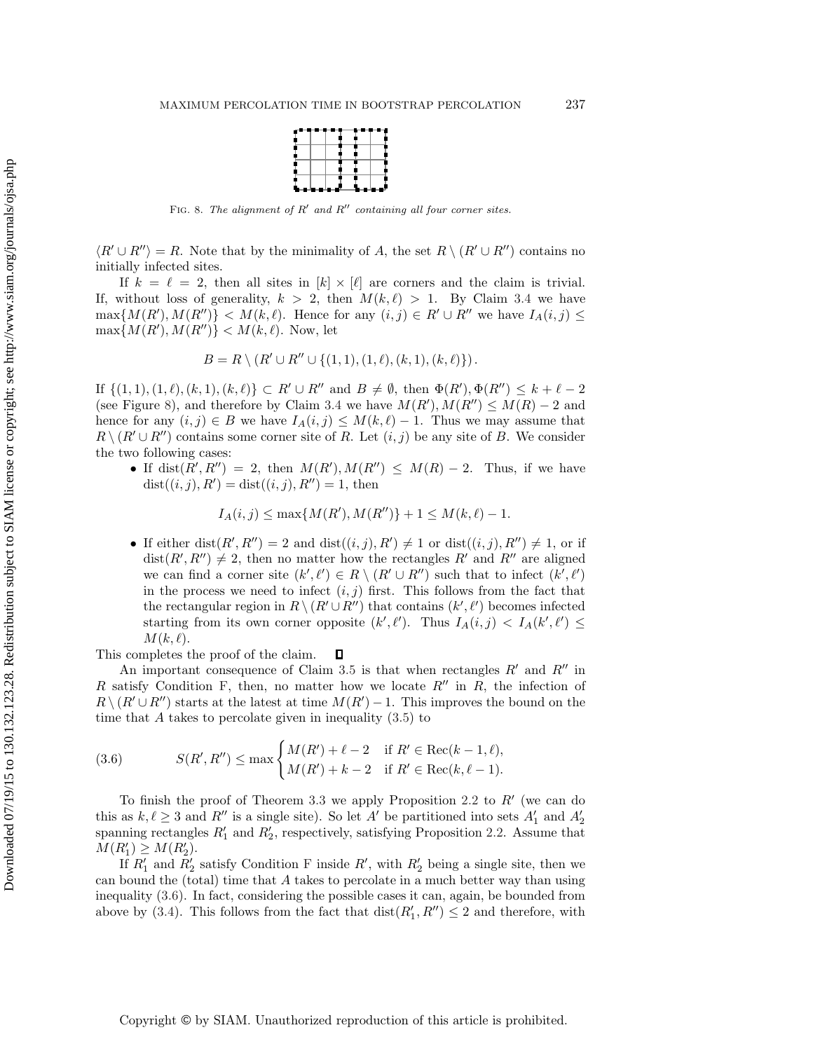Fig. 8. *The alignment of $R'$ and $R''$ containing all four corner sites.*

$\langle R' \cup R'' \rangle = R$. Note that by the minimality of $A$, the set $R \setminus (R' \cup R'')$ contains no initially infected sites.

If $k = \ell = 2$, then all sites in $[k] \times [\ell]$ are corners and the claim is trivial. If, without loss of generality, $k > 2$, then $M(k, \ell) > 1$. By Claim 3.4 we have $\max\{M(R'), M(R'')\} < M(k, \ell)$. Hence for any $(i, j) \in R' \cup R''$ we have $I_A(i, j) \leq \max\{M(R'), M(R'')\} < M(k, \ell)$. Now, let

$$B = R \setminus (R' \cup R'' \cup \{(1, 1), (1, \ell), (k, 1), (k, \ell)\}).$$

If $\{(1, 1), (1, \ell), (k, 1), (k, \ell)\} \subset R' \cup R''$ and $B \neq \emptyset$, then $\Phi(R'), \Phi(R'') \leq k + \ell - 2$ (see Figure 8), and therefore by Claim 3.4 we have $M(R'), M(R'') \leq M(R) - 2$ and hence for any $(i, j) \in B$ we have $I_A(i, j) \leq M(k, \ell) - 1$. Thus we may assume that $R \setminus (R' \cup R'')$ contains some corner site of $R$. Let $(i, j)$ be any site of $B$. We consider the two following cases:

- If $\operatorname{dist}(R', R'') = 2$, then $M(R'), M(R'') \leq M(R) - 2$. Thus, if we have $\operatorname{dist}((i, j), R') = \operatorname{dist}((i, j), R'') = 1$, then

$$I_A(i, j) \leq \max\{M(R'), M(R'')\} + 1 \leq M(k, \ell) - 1.$$

- If either $\operatorname{dist}(R', R'') = 2$ and $\operatorname{dist}((i, j), R') \neq 1$ or $\operatorname{dist}((i, j), R'') \neq 1$, or if $\operatorname{dist}(R', R'') \neq 2$, then no matter how the rectangles $R'$ and $R''$ are aligned we can find a corner site $(k', \ell') \in R \setminus (R' \cup R'')$ such that to infect $(k', \ell')$ in the process we need to infect $(i, j)$ first. This follows from the fact that the rectangular region in $R \setminus (R' \cup R'')$ that contains $(k', \ell')$ becomes infected starting from its own corner opposite $(k', \ell')$. Thus $I_A(i, j) < I_A(k', \ell') \leq M(k, \ell)$.

This completes the proof of the claim. ∎

An important consequence of Claim 3.5 is that when rectangles $R'$ and $R''$ in $R$ satisfy Condition F, then, no matter how we locate $R''$ in $R$, the infection of $R \setminus (R' \cup R'')$ starts at the latest at time $M(R') - 1$. This improves the bound on the time that $A$ takes to percolate given in inequality (3.5) to

$$S(R', R'') \leq \max \begin{cases} M(R') + \ell - 2 & \text{if } R' \in \operatorname{Rec}(k - 1, \ell), \\ M(R') + k - 2 & \text{if } R' \in \operatorname{Rec}(k, \ell - 1). \end{cases} \tag{3.6}$$

To finish the proof of Theorem 3.3 we apply Proposition 2.2 to $R'$ (we can do this as $k, \ell \geq 3$ and $R''$ is a single site). So let $A'$ be partitioned into sets $A'_1$ and $A'_2$ spanning rectangles $R'_1$ and $R'_2$, respectively, satisfying Proposition 2.2. Assume that $M(R'_1) \geq M(R'_2)$.

If $R'_1$ and $R'_2$ satisfy Condition F inside $R'$, with $R'_2$ being a single site, then we can bound the (total) time that $A$ takes to percolate in a much better way than using inequality (3.6). In fact, considering the possible cases it can, again, be bounded from above by (3.4). This follows from the fact that $\operatorname{dist}(R'_1, R'') \leq 2$ and therefore, with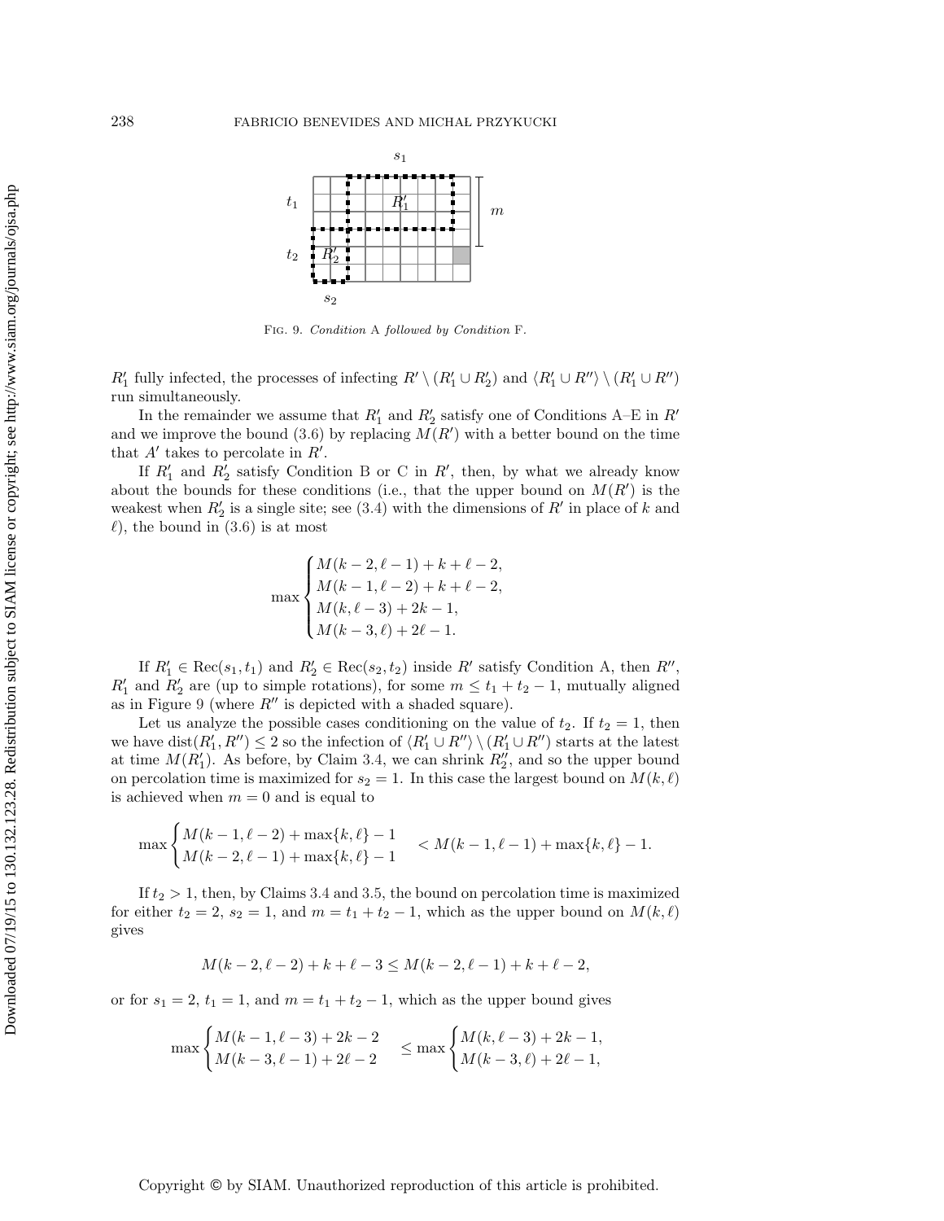Fig. 9. *Condition* A *followed by Condition* F.

$R_1'$ fully infected, the processes of infecting $R' \setminus (R_1' \cup R_2')$ and $\langle R_1' \cup R'' \rangle \setminus (R_1' \cup R'')$ run simultaneously.

In the remainder we assume that $R_1'$ and $R_2'$ satisfy one of Conditions A–E in $R'$ and we improve the bound (3.6) by replacing $M(R')$ with a better bound on the time that $A'$ takes to percolate in $R'$.

If $R_1'$ and $R_2'$ satisfy Condition B or C in $R'$, then, by what we already know about the bounds for these conditions (i.e., that the upper bound on $M(R')$ is the weakest when $R_2'$ is a single site; see (3.4) with the dimensions of $R'$ in place of $k$ and $\ell$), the bound in (3.6) is at most

$$\max \begin{cases} M(k-2, \ell-1) + k + \ell - 2, \\ M(k-1, \ell-2) + k + \ell - 2, \\ M(k, \ell-3) + 2k - 1, \\ M(k-3, \ell) + 2\ell - 1. \end{cases}$$

If $R_1' \in \text{Rec}(s_1, t_1)$ and $R_2' \in \text{Rec}(s_2, t_2)$ inside $R'$ satisfy Condition A, then $R''$, $R_1'$ and $R_2'$ are (up to simple rotations), for some $m \leq t_1 + t_2 - 1$, mutually aligned as in Figure 9 (where $R''$ is depicted with a shaded square).

Let us analyze the possible cases conditioning on the value of $t_2$. If $t_2 = 1$, then we have $\text{dist}(R_1', R'') \leq 2$ so the infection of $\langle R_1' \cup R'' \rangle \setminus (R_1' \cup R'')$ starts at the latest at time $M(R_1')$. As before, by Claim 3.4, we can shrink $R_2''$, and so the upper bound on percolation time is maximized for $s_2 = 1$. In this case the largest bound on $M(k, \ell)$ is achieved when $m = 0$ and is equal to

$$\max \begin{cases} M(k-1, \ell-2) + \max\{k, \ell\} - 1 \\ M(k-2, \ell-1) + \max\{k, \ell\} - 1 \end{cases} < M(k-1, \ell-1) + \max\{k, \ell\} - 1.$$

If $t_2 > 1$, then, by Claims 3.4 and 3.5, the bound on percolation time is maximized for either $t_2 = 2$, $s_2 = 1$, and $m = t_1 + t_2 - 1$, which as the upper bound on $M(k, \ell)$ gives

$$M(k-2, \ell-2) + k + \ell - 3 \leq M(k-2, \ell-1) + k + \ell - 2,$$

or for $s_1 = 2$, $t_1 = 1$, and $m = t_1 + t_2 - 1$, which as the upper bound gives

$$\max \begin{cases} M(k-1, \ell-3) + 2k - 2 \\ M(k-3, \ell-1) + 2\ell - 2 \end{cases} \leq \max \begin{cases} M(k, \ell-3) + 2k - 1, \\ M(k-3, \ell) + 2\ell - 1, \end{cases}$$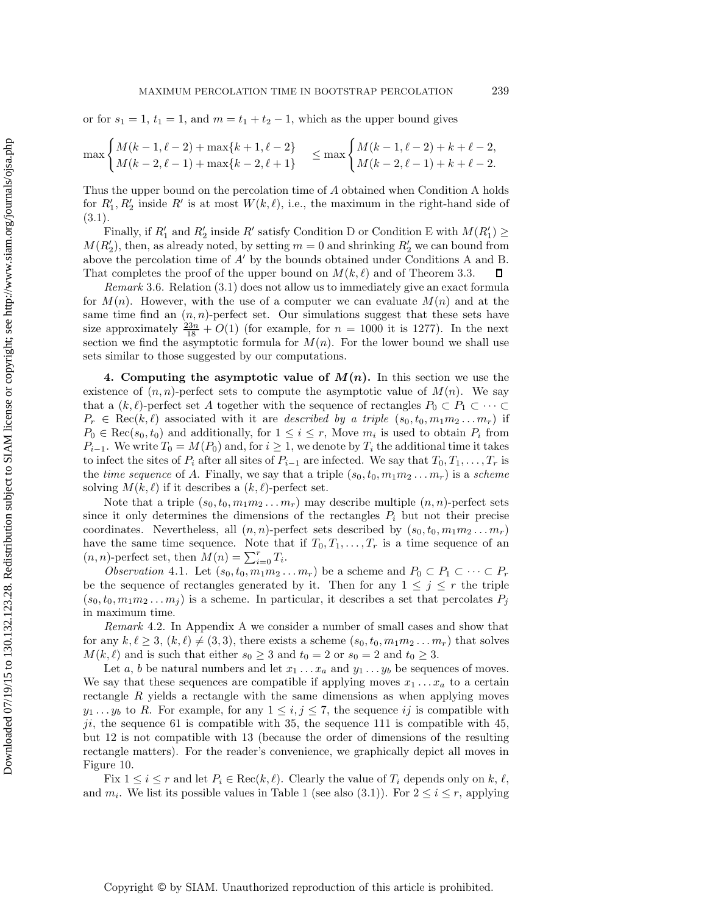or for $s_1 = 1$, $t_1 = 1$, and $m = t_1 + t_2 - 1$, which as the upper bound gives

$$\max\begin{cases} M(k-1,\ell-2) + \max\{k+1, \ell-2\} \\ M(k-2,\ell-1) + \max\{k-2, \ell+1\} \end{cases} \leq \max\begin{cases} M(k-1,\ell-2) + k + \ell - 2, \\ M(k-2,\ell-1) + k + \ell - 2. \end{cases}$$

Thus the upper bound on the percolation time of $A$ obtained when Condition A holds for $R'_1, R'_2$ inside $R'$ is at most $W(k,\ell)$, i.e., the maximum in the right-hand side of (3.1).

Finally, if $R'_1$ and $R'_2$ inside $R'$ satisfy Condition D or Condition E with $M(R'_1) \geq M(R'_2)$, then, as already noted, by setting $m = 0$ and shrinking $R'_2$ we can bound from above the percolation time of $A'$ by the bounds obtained under Conditions A and B. That completes the proof of the upper bound on $M(k,\ell)$ and of Theorem 3.3. ∎

*Remark* 3.6. Relation (3.1) does not allow us to immediately give an exact formula for $M(n)$. However, with the use of a computer we can evaluate $M(n)$ and at the same time find an $(n,n)$-perfect set. Our simulations suggest that these sets have size approximately $\frac{23n}{18} + O(1)$ (for example, for $n = 1000$ it is 1277). In the next section we find the asymptotic formula for $M(n)$. For the lower bound we shall use sets similar to those suggested by our computations.

## 4. Computing the asymptotic value of $M(n)$.

In this section we use the existence of $(n,n)$-perfect sets to compute the asymptotic value of $M(n)$. We say that a $(k,\ell)$-perfect set $A$ together with the sequence of rectangles $P_0 \subset P_1 \subset \cdots \subset P_r \in \text{Rec}(k,\ell)$ associated with it are *described by a triple* $(s_0, t_0, m_1 m_2 \ldots m_r)$ if $P_0 \in \text{Rec}(s_0, t_0)$ and additionally, for $1 \leq i \leq r$, Move $m_i$ is used to obtain $P_i$ from $P_{i-1}$. We write $T_0 = M(P_0)$ and, for $i \geq 1$, we denote by $T_i$ the additional time it takes to infect the sites of $P_i$ after all sites of $P_{i-1}$ are infected. We say that $T_0, T_1, \ldots, T_r$ is the *time sequence* of $A$. Finally, we say that a triple $(s_0, t_0, m_1 m_2 \ldots m_r)$ is a *scheme* solving $M(k,\ell)$ if it describes a $(k,\ell)$-perfect set.

Note that a triple $(s_0, t_0, m_1 m_2 \ldots m_r)$ may describe multiple $(n,n)$-perfect sets since it only determines the dimensions of the rectangles $P_i$ but not their precise coordinates. Nevertheless, all $(n,n)$-perfect sets described by $(s_0, t_0, m_1 m_2 \ldots m_r)$ have the same time sequence. Note that if $T_0, T_1, \ldots, T_r$ is a time sequence of an $(n,n)$-perfect set, then $M(n) = \sum_{i=0}^{r} T_i$.

*Observation* 4.1. Let $(s_0, t_0, m_1 m_2 \ldots m_r)$ be a scheme and $P_0 \subset P_1 \subset \cdots \subset P_r$ be the sequence of rectangles generated by it. Then for any $1 \leq j \leq r$ the triple $(s_0, t_0, m_1 m_2 \ldots m_j)$ is a scheme. In particular, it describes a set that percolates $P_j$ in maximum time.

*Remark* 4.2. In Appendix A we consider a number of small cases and show that for any $k, \ell \geq 3$, $(k,\ell) \neq (3,3)$, there exists a scheme $(s_0, t_0, m_1 m_2 \ldots m_r)$ that solves $M(k,\ell)$ and is such that either $s_0 \geq 3$ and $t_0 = 2$ or $s_0 = 2$ and $t_0 \geq 3$.

Let $a$, $b$ be natural numbers and let $x_1 \ldots x_a$ and $y_1 \ldots y_b$ be sequences of moves. We say that these sequences are compatible if applying moves $x_1 \ldots x_a$ to a certain rectangle $R$ yields a rectangle with the same dimensions as when applying moves $y_1 \ldots y_b$ to $R$. For example, for any $1 \leq i, j \leq 7$, the sequence $ij$ is compatible with $ji$, the sequence 61 is compatible with 35, the sequence 111 is compatible with 45, but 12 is not compatible with 13 (because the order of dimensions of the resulting rectangle matters). For the reader's convenience, we graphically depict all moves in Figure 10.

Fix $1 \leq i \leq r$ and let $P_i \in \text{Rec}(k,\ell)$. Clearly the value of $T_i$ depends only on $k$, $\ell$, and $m_i$. We list its possible values in Table 1 (see also (3.1)). For $2 \leq i \leq r$, applying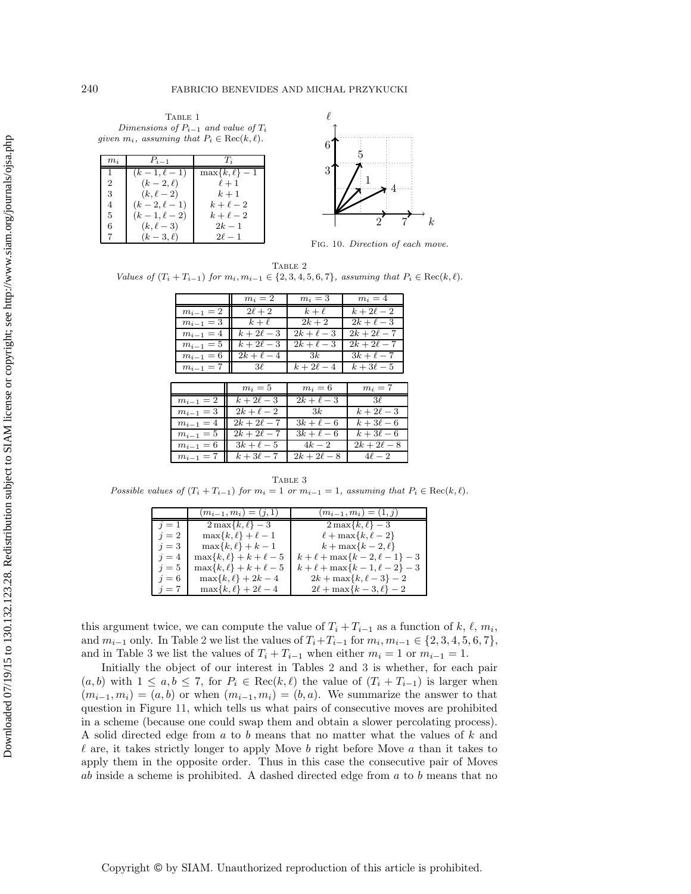Table 1
*Dimensions of $P_{i-1}$ and value of $T_i$ given $m_i$, assuming that $P_i \in \mathrm{Rec}(k, \ell)$.*

| $m_i$ | $P_{i-1}$ | $T_i$ |
|---|---|---|
| 1 | $(k-1, \ell-1)$ | $\max\{k, \ell\} - 1$ |
| 2 | $(k-2, \ell)$ | $\ell + 1$ |
| 3 | $(k, \ell-2)$ | $k + 1$ |
| 4 | $(k-2, \ell-1)$ | $k + \ell - 2$ |
| 5 | $(k-1, \ell-2)$ | $k + \ell - 2$ |
| 6 | $(k, \ell-3)$ | $2k - 1$ |
| 7 | $(k-3, \ell)$ | $2\ell - 1$ |

Fig. 10. *Direction of each move.*

Table 2
*Values of $(T_i + T_{i-1})$ for $m_i, m_{i-1} \in \{2, 3, 4, 5, 6, 7\}$, assuming that $P_i \in \mathrm{Rec}(k, \ell)$.*

| | $m_i = 2$ | $m_i = 3$ | $m_i = 4$ |
|---|---|---|---|
| $m_{i-1} = 2$ | $2\ell + 2$ | $k + \ell$ | $k + 2\ell - 2$ |
| $m_{i-1} = 3$ | $k + \ell$ | $2k + 2$ | $2k + \ell - 3$ |
| $m_{i-1} = 4$ | $k + 2\ell - 3$ | $2k + \ell - 3$ | $2k + 2\ell - 7$ |
| $m_{i-1} = 5$ | $k + 2\ell - 3$ | $2k + \ell - 3$ | $2k + 2\ell - 7$ |
| $m_{i-1} = 6$ | $2k + \ell - 4$ | $3k$ | $3k + \ell - 7$ |
| $m_{i-1} = 7$ | $3\ell$ | $k + 2\ell - 4$ | $k + 3\ell - 5$ |

| | $m_i = 5$ | $m_i = 6$ | $m_i = 7$ |
|---|---|---|---|
| $m_{i-1} = 2$ | $k + 2\ell - 3$ | $2k + \ell - 3$ | $3\ell$ |
| $m_{i-1} = 3$ | $2k + \ell - 2$ | $3k$ | $k + 2\ell - 3$ |
| $m_{i-1} = 4$ | $2k + 2\ell - 7$ | $3k + \ell - 6$ | $k + 3\ell - 6$ |
| $m_{i-1} = 5$ | $2k + 2\ell - 7$ | $3k + \ell - 6$ | $k + 3\ell - 6$ |
| $m_{i-1} = 6$ | $3k + \ell - 5$ | $4k - 2$ | $2k + 2\ell - 8$ |
| $m_{i-1} = 7$ | $k + 3\ell - 7$ | $2k + 2\ell - 8$ | $4\ell - 2$ |

Table 3
*Possible values of $(T_i + T_{i-1})$ for $m_i = 1$ or $m_{i-1} = 1$, assuming that $P_i \in \mathrm{Rec}(k, \ell)$.*

| | $(m_{i-1}, m_i) = (j, 1)$ | $(m_{i-1}, m_i) = (1, j)$ |
|---|---|---|
| $j = 1$ | $2\max\{k, \ell\} - 3$ | $2\max\{k, \ell\} - 3$ |
| $j = 2$ | $\max\{k, \ell\} + \ell - 1$ | $\ell + \max\{k, \ell - 2\}$ |
| $j = 3$ | $\max\{k, \ell\} + k - 1$ | $k + \max\{k - 2, \ell\}$ |
| $j = 4$ | $\max\{k, \ell\} + k + \ell - 5$ | $k + \ell + \max\{k - 2, \ell - 1\} - 3$ |
| $j = 5$ | $\max\{k, \ell\} + k + \ell - 5$ | $k + \ell + \max\{k - 1, \ell - 2\} - 3$ |
| $j = 6$ | $\max\{k, \ell\} + 2k - 4$ | $2k + \max\{k, \ell - 3\} - 2$ |
| $j = 7$ | $\max\{k, \ell\} + 2\ell - 4$ | $2\ell + \max\{k - 3, \ell\} - 2$ |

this argument twice, we can compute the value of $T_i + T_{i-1}$ as a function of $k$, $\ell$, $m_i$, and $m_{i-1}$ only. In Table 2 we list the values of $T_i + T_{i-1}$ for $m_i, m_{i-1} \in \{2, 3, 4, 5, 6, 7\}$, and in Table 3 we list the values of $T_i + T_{i-1}$ when either $m_i = 1$ or $m_{i-1} = 1$.

Initially the object of our interest in Tables 2 and 3 is whether, for each pair $(a, b)$ with $1 \leq a, b \leq 7$, for $P_i \in \mathrm{Rec}(k, \ell)$ the value of $(T_i + T_{i-1})$ is larger when $(m_{i-1}, m_i) = (a, b)$ or when $(m_{i-1}, m_i) = (b, a)$. We summarize the answer to that question in Figure 11, which tells us what pairs of consecutive moves are prohibited in a scheme (because one could swap them and obtain a slower percolating process). A solid directed edge from $a$ to $b$ means that no matter what the values of $k$ and $\ell$ are, it takes strictly longer to apply Move $b$ right before Move $a$ than it takes to apply them in the opposite order. Thus in this case the consecutive pair of Moves $ab$ inside a scheme is prohibited. A dashed directed edge from $a$ to $b$ means that no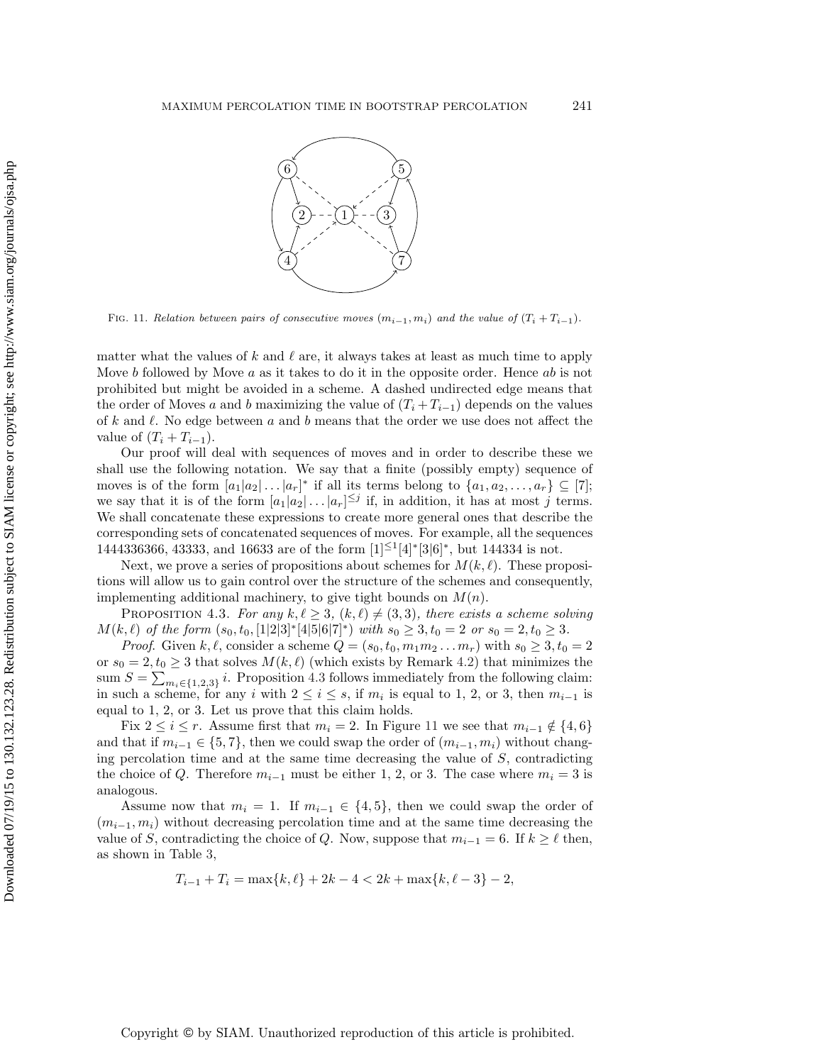FIG. 11. *Relation between pairs of consecutive moves $(m_{i-1}, m_i)$ and the value of $(T_i + T_{i-1})$.*

matter what the values of $k$ and $\ell$ are, it always takes at least as much time to apply Move $b$ followed by Move $a$ as it takes to do it in the opposite order. Hence $ab$ is not prohibited but might be avoided in a scheme. A dashed undirected edge means that the order of Moves $a$ and $b$ maximizing the value of $(T_i+T_{i-1})$ depends on the values of $k$ and $\ell$. No edge between $a$ and $b$ means that the order we use does not affect the value of $(T_i + T_{i-1})$.

Our proof will deal with sequences of moves and in order to describe these we shall use the following notation. We say that a finite (possibly empty) sequence of moves is of the form $[a_1|a_2|\dots|a_r]^*$ if all its terms belong to $\{a_1, a_2, \dots, a_r\} \subseteq [7]$; we say that it is of the form $[a_1|a_2|\dots|a_r]^{\le j}$ if, in addition, it has at most $j$ terms. We shall concatenate these expressions to create more general ones that describe the corresponding sets of concatenated sequences of moves. For example, all the sequences 1444336366, 43333, and 16633 are of the form $[1]^{\le 1}[4]^*[3|6]^*$, but 144334 is not.

Next, we prove a series of propositions about schemes for $M(k, \ell)$. These propositions will allow us to gain control over the structure of the schemes and consequently, implementing additional machinery, to give tight bounds on $M(n)$.

PROPOSITION 4.3. *For any $k, \ell \ge 3$, $(k, \ell) \ne (3, 3)$, there exists a scheme solving $M(k, \ell)$ of the form $(s_0, t_0, [1|2|3]^*[4|5|6|7]^*)$ with $s_0 \ge 3, t_0 = 2$ or $s_0 = 2, t_0 \ge 3$.*

*Proof.* Given $k, \ell$, consider a scheme $Q = (s_0, t_0, m_1 m_2 \dots m_r)$ with $s_0 \ge 3, t_0 = 2$ or $s_0 = 2, t_0 \ge 3$ that solves $M(k, \ell)$ (which exists by Remark 4.2) that minimizes the sum $S = \sum_{m_i \in \{1,2,3\}} i$. Proposition 4.3 follows immediately from the following claim: in such a scheme, for any $i$ with $2 \le i \le s$, if $m_i$ is equal to 1, 2, or 3, then $m_{i-1}$ is equal to 1, 2, or 3. Let us prove that this claim holds.

Fix $2 \le i \le r$. Assume first that $m_i = 2$. In Figure 11 we see that $m_{i-1} \notin \{4, 6\}$ and that if $m_{i-1} \in \{5, 7\}$, then we could swap the order of $(m_{i-1}, m_i)$ without changing percolation time and at the same time decreasing the value of $S$, contradicting the choice of $Q$. Therefore $m_{i-1}$ must be either 1, 2, or 3. The case where $m_i = 3$ is analogous.

Assume now that $m_i = 1$. If $m_{i-1} \in \{4, 5\}$, then we could swap the order of $(m_{i-1}, m_i)$ without decreasing percolation time and at the same time decreasing the value of $S$, contradicting the choice of $Q$. Now, suppose that $m_{i-1} = 6$. If $k \ge \ell$ then, as shown in Table 3,

$$T_{i-1} + T_i = \max\{k, \ell\} + 2k - 4 < 2k + \max\{k, \ell - 3\} - 2,$$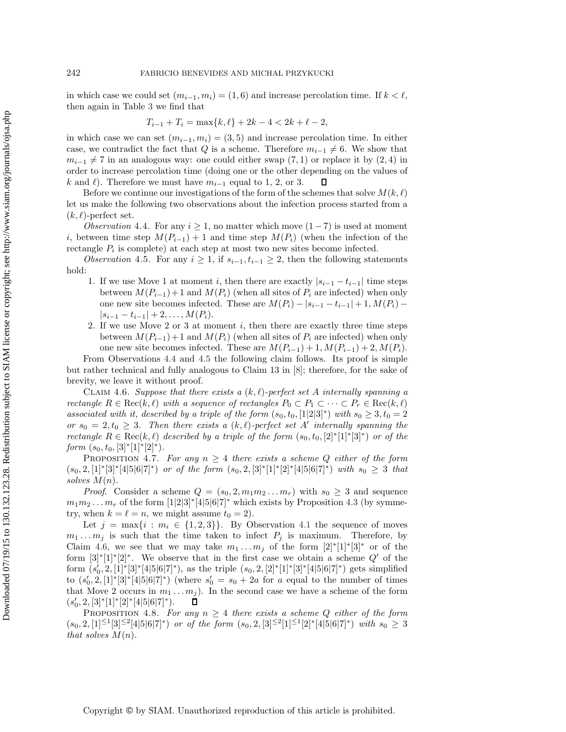in which case we could set $(m_{i-1}, m_i) = (1, 6)$ and increase percolation time. If $k < \ell$, then again in Table 3 we find that

$$T_{i-1} + T_i = \max\{k, \ell\} + 2k - 4 < 2k + \ell - 2,$$

in which case we can set $(m_{i-1}, m_i) = (3, 5)$ and increase percolation time. In either case, we contradict the fact that $Q$ is a scheme. Therefore $m_{i-1} \neq 6$. We show that $m_{i-1} \neq 7$ in an analogous way: one could either swap $(7, 1)$ or replace it by $(2, 4)$ in order to increase percolation time (doing one or the other depending on the values of $k$ and $\ell$). Therefore we must have $m_{i-1}$ equal to 1, 2, or 3. ∎

Before we continue our investigations of the form of the schemes that solve $M(k, \ell)$ let us make the following two observations about the infection process started from a $(k, \ell)$-perfect set.

*Observation* 4.4. For any $i \geq 1$, no matter which move $(1-7)$ is used at moment $i$, between time step $M(P_{i-1}) + 1$ and time step $M(P_i)$ (when the infection of the rectangle $P_i$ is complete) at each step at most two new sites become infected.

*Observation* 4.5. For any $i \geq 1$, if $s_{i-1}, t_{i-1} \geq 2$, then the following statements hold:

1. If we use Move 1 at moment $i$, then there are exactly $|s_{i-1} - t_{i-1}|$ time steps between $M(P_{i-1}) + 1$ and $M(P_i)$ (when all sites of $P_i$ are infected) when only one new site becomes infected. These are $M(P_i) - |s_{i-1} - t_{i-1}| + 1, M(P_i) - |s_{i-1} - t_{i-1}| + 2, \ldots, M(P_i)$.
2. If we use Move 2 or 3 at moment $i$, then there are exactly three time steps between $M(P_{i-1}) + 1$ and $M(P_i)$ (when all sites of $P_i$ are infected) when only one new site becomes infected. These are $M(P_{i-1}) + 1, M(P_{i-1}) + 2, M(P_i)$.

From Observations 4.4 and 4.5 the following claim follows. Its proof is simple but rather technical and fully analogous to Claim 13 in [8]; therefore, for the sake of brevity, we leave it without proof.

Claim 4.6. *Suppose that there exists a $(k, \ell)$-perfect set $A$ internally spanning a rectangle $R \in \mathrm{Rec}(k, \ell)$ with a sequence of rectangles $P_0 \subset P_1 \subset \cdots \subset P_r \in \mathrm{Rec}(k, \ell)$ associated with it, described by a triple of the form $(s_0, t_0, [1|2|3]^*)$ with $s_0 \geq 3, t_0 = 2$ or $s_0 = 2, t_0 \geq 3$. Then there exists a $(k, \ell)$-perfect set $A'$ internally spanning the rectangle $R \in \mathrm{Rec}(k, \ell)$ described by a triple of the form $(s_0, t_0, [2]^*[1]^*[3]^*)$ or of the form $(s_0, t_0, [3]^*[1]^*[2]^*)$.*

Proposition 4.7. *For any $n \geq 4$ there exists a scheme $Q$ either of the form $(s_0, 2, [1]^*[3]^*[4|5|6|7]^*)$ or of the form $(s_0, 2, [3]^*[1]^*[2]^*[4|5|6|7]^*)$ with $s_0 \geq 3$ that solves $M(n)$.*

*Proof*. Consider a scheme $Q = (s_0, 2, m_1 m_2 \ldots m_r)$ with $s_0 \geq 3$ and sequence $m_1 m_2 \ldots m_r$ of the form $[1|2|3]^*[4|5|6|7]^*$ which exists by Proposition 4.3 (by symmetry, when $k = \ell = n$, we might assume $t_0 = 2$).

Let $j = \max\{i : m_i \in \{1, 2, 3\}\}$. By Observation 4.1 the sequence of moves $m_1 \ldots m_j$ is such that the time taken to infect $P_j$ is maximum. Therefore, by Claim 4.6, we see that we may take $m_1 \ldots m_j$ of the form $[2]^*[1]^*[3]^*$ or of the form $[3]^*[1]^*[2]^*$. We observe that in the first case we obtain a scheme $Q'$ of the form $(s_0', 2, [1]^*[3]^*[4|5|6|7]^*)$, as the triple $(s_0, 2, [2]^*[1]^*[3]^*[4|5|6|7]^*)$ gets simplified to $(s_0', 2, [1]^*[3]^*[4|5|6|7]^*)$ (where $s_0' = s_0 + 2a$ for $a$ equal to the number of times that Move 2 occurs in $m_1 \ldots m_j$). In the second case we have a scheme of the form $(s_0', 2, [3]^*[1]^*[2]^*[4|5|6|7]^*)$. ∎

Proposition 4.8. *For any $n \geq 4$ there exists a scheme $Q$ either of the form $(s_0, 2, [1]^{\leq 1}[3]^{\leq 2}[4|5|6|7]^*)$ or of the form $(s_0, 2, [3]^{\leq 2}[1]^{\leq 1}[2]^*[4|5|6|7]^*)$ with $s_0 \geq 3$ that solves $M(n)$.*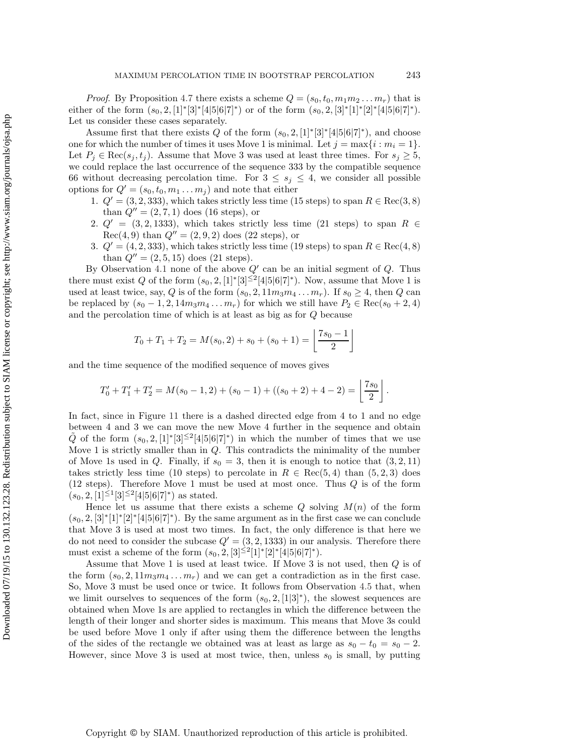*Proof.* By Proposition 4.7 there exists a scheme $Q = (s_0, t_0, m_1m_2 \dots m_r)$ that is either of the form $(s_0, 2, [1]^*[3]^*[4|5|6|7]^*)$ or of the form $(s_0, 2, [3]^*[1]^*[2]^*[4|5|6|7]^*)$. Let us consider these cases separately.

Assume first that there exists $Q$ of the form $(s_0, 2, [1]^*[3]^*[4|5|6|7]^*)$, and choose one for which the number of times it uses Move 1 is minimal. Let $j = \max\{i : m_i = 1\}$. Let $P_j \in \text{Rec}(s_j, t_j)$. Assume that Move 3 was used at least three times. For $s_j \geq 5$, we could replace the last occurrence of the sequence 333 by the compatible sequence 66 without decreasing percolation time. For $3 \leq s_j \leq 4$, we consider all possible options for $Q' = (s_0, t_0, m_1 \dots m_j)$ and note that either

1. $Q' = (3, 2, 333)$, which takes strictly less time (15 steps) to span $R \in \text{Rec}(3, 8)$ than $Q'' = (2, 7, 1)$ does (16 steps), or
2. $Q' = (3, 2, 1333)$, which takes strictly less time (21 steps) to span $R \in \text{Rec}(4, 9)$ than $Q'' = (2, 9, 2)$ does (22 steps), or
3. $Q' = (4, 2, 333)$, which takes strictly less time (19 steps) to span $R \in \text{Rec}(4, 8)$ than $Q'' = (2, 5, 15)$ does (21 steps).

By Observation 4.1 none of the above $Q'$ can be an initial segment of $Q$. Thus there must exist $Q$ of the form $(s_0, 2, [1]^*[3]^{\leq 2}[4|5|6|7]^*)$. Now, assume that Move 1 is used at least twice, say, $Q$ is of the form $(s_0, 2, 11m_3m_4 \dots m_r)$. If $s_0 \geq 4$, then $Q$ can be replaced by $(s_0 - 1, 2, 14m_3m_4 \dots m_r)$ for which we still have $P_2 \in \text{Rec}(s_0 + 2, 4)$ and the percolation time of which is at least as big as for $Q$ because

$$T_0 + T_1 + T_2 = M(s_0, 2) + s_0 + (s_0 + 1) = \left\lfloor \frac{7s_0 - 1}{2} \right\rfloor$$

and the time sequence of the modified sequence of moves gives

$$T_0' + T_1' + T_2' = M(s_0 - 1, 2) + (s_0 - 1) + ((s_0 + 2) + 4 - 2) = \left\lfloor \frac{7s_0}{2} \right\rfloor.$$

In fact, since in Figure 11 there is a dashed directed edge from 4 to 1 and no edge between 4 and 3 we can move the new Move 4 further in the sequence and obtain $\tilde{Q}$ of the form $(s_0, 2, [1]^*[3]^{\leq 2}[4|5|6|7]^*)$ in which the number of times that we use Move 1 is strictly smaller than in $Q$. This contradicts the minimality of the number of Move 1s used in $Q$. Finally, if $s_0 = 3$, then it is enough to notice that $(3, 2, 11)$ takes strictly less time (10 steps) to percolate in $R \in \text{Rec}(5, 4)$ than $(5, 2, 3)$ does (12 steps). Therefore Move 1 must be used at most once. Thus $Q$ is of the form $(s_0, 2, [1]^{\leq 1}[3]^{\leq 2}[4|5|6|7]^*)$ as stated.

Hence let us assume that there exists a scheme $Q$ solving $M(n)$ of the form $(s_0, 2, [3]^*[1]^*[2]^*[4|5|6|7]^*)$. By the same argument as in the first case we can conclude that Move 3 is used at most two times. In fact, the only difference is that here we do not need to consider the subcase $Q' = (3, 2, 1333)$ in our analysis. Therefore there must exist a scheme of the form $(s_0, 2, [3]^{\leq 2}[1]^*[2]^*[4|5|6|7]^*)$.

Assume that Move 1 is used at least twice. If Move 3 is not used, then $Q$ is of the form $(s_0, 2, 11m_3m_4 \dots m_r)$ and we can get a contradiction as in the first case. So, Move 3 must be used once or twice. It follows from Observation 4.5 that, when we limit ourselves to sequences of the form $(s_0, 2, [1|3]^*)$, the slowest sequences are obtained when Move 1s are applied to rectangles in which the difference between the length of their longer and shorter sides is maximum. This means that Move 3s could be used before Move 1 only if after using them the difference between the lengths of the sides of the rectangle we obtained was at least as large as $s_0 - t_0 = s_0 - 2$. However, since Move 3 is used at most twice, then, unless $s_0$ is small, by putting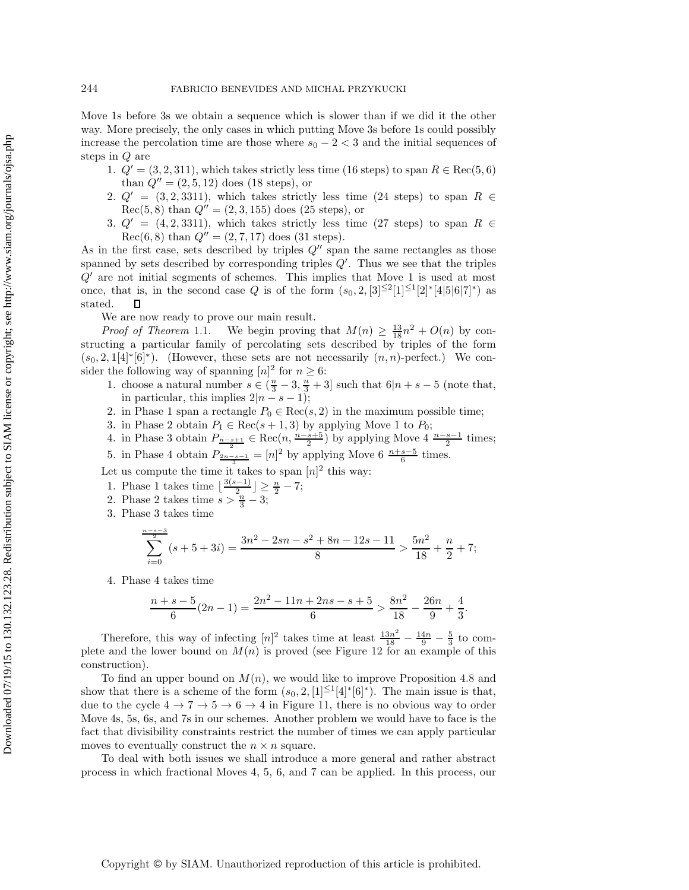Move 1s before 3s we obtain a sequence which is slower than if we did it the other way. More precisely, the only cases in which putting Move 3s before 1s could possibly increase the percolation time are those where $s_0 - 2 < 3$ and the initial sequences of steps in $Q$ are

1. $Q' = (3, 2, 311)$, which takes strictly less time (16 steps) to span $R \in \mathrm{Rec}(5, 6)$ than $Q'' = (2, 5, 12)$ does (18 steps), or
2. $Q' = (3, 2, 3311)$, which takes strictly less time (24 steps) to span $R \in \mathrm{Rec}(5, 8)$ than $Q'' = (2, 3, 155)$ does (25 steps), or
3. $Q' = (4, 2, 3311)$, which takes strictly less time (27 steps) to span $R \in \mathrm{Rec}(6, 8)$ than $Q'' = (2, 7, 17)$ does (31 steps).

As in the first case, sets described by triples $Q''$ span the same rectangles as those spanned by sets described by corresponding triples $Q'$. Thus we see that the triples $Q'$ are not initial segments of schemes. This implies that Move 1 is used at most once, that is, in the second case $Q$ is of the form $(s_0, 2, [3]^{\leq 2}[1]^{\leq 1}[2]^*[4|5|6|7]^*)$ as stated. □

We are now ready to prove our main result.

*Proof of Theorem* 1.1. We begin proving that $M(n) \geq \frac{13}{18}n^2 + O(n)$ by constructing a particular family of percolating sets described by triples of the form $(s_0, 2, 1[4]^*[6]^*)$. (However, these sets are not necessarily $(n,n)$-perfect.) We consider the following way of spanning $[n]^2$ for $n \geq 6$:

1. choose a natural number $s \in (\frac{n}{3} - 3, \frac{n}{3} + 3]$ such that $6 | n + s - 5$ (note that, in particular, this implies $2 | n - s - 1$);
2. in Phase 1 span a rectangle $P_0 \in \mathrm{Rec}(s, 2)$ in the maximum possible time;
3. in Phase 2 obtain $P_1 \in \mathrm{Rec}(s+1, 3)$ by applying Move 1 to $P_0$;
4. in Phase 3 obtain $P_{\frac{n-s+1}{2}} \in \mathrm{Rec}(n, \frac{n-s+5}{2})$ by applying Move 4 $\frac{n-s-1}{2}$ times;
5. in Phase 4 obtain $P_{\frac{2n-s-1}{3}} = [n]^2$ by applying Move 6 $\frac{n+s-5}{6}$ times.

Let us compute the time it takes to span $[n]^2$ this way:

1. Phase 1 takes time $\lfloor \frac{3(s-1)}{2} \rfloor \geq \frac{n}{2} - 7$;
2. Phase 2 takes time $s > \frac{n}{3} - 3$;
3. Phase 3 takes time

$$\sum_{i=0}^{\frac{n-s-3}{2}} (s + 5 + 3i) = \frac{3n^2 - 2sn - s^2 + 8n - 12s - 11}{8} > \frac{5n^2}{18} + \frac{n}{2} + 7;$$

4. Phase 4 takes time

$$\frac{n+s-5}{6}(2n-1) = \frac{2n^2 - 11n + 2ns - s + 5}{6} > \frac{8n^2}{18} - \frac{26n}{9} + \frac{4}{3}.$$

Therefore, this way of infecting $[n]^2$ takes time at least $\frac{13n^2}{18} - \frac{14n}{9} - \frac{5}{3}$ to complete and the lower bound on $M(n)$ is proved (see Figure 12 for an example of this construction).

To find an upper bound on $M(n)$, we would like to improve Proposition 4.8 and show that there is a scheme of the form $(s_0, 2, [1]^{\leq 1}[4]^*[6]^*)$. The main issue is that, due to the cycle $4 \to 7 \to 5 \to 6 \to 4$ in Figure 11, there is no obvious way to order Move 4s, 5s, 6s, and 7s in our schemes. Another problem we would have to face is the fact that divisibility constraints restrict the number of times we can apply particular moves to eventually construct the $n \times n$ square.

To deal with both issues we shall introduce a more general and rather abstract process in which fractional Moves 4, 5, 6, and 7 can be applied. In this process, our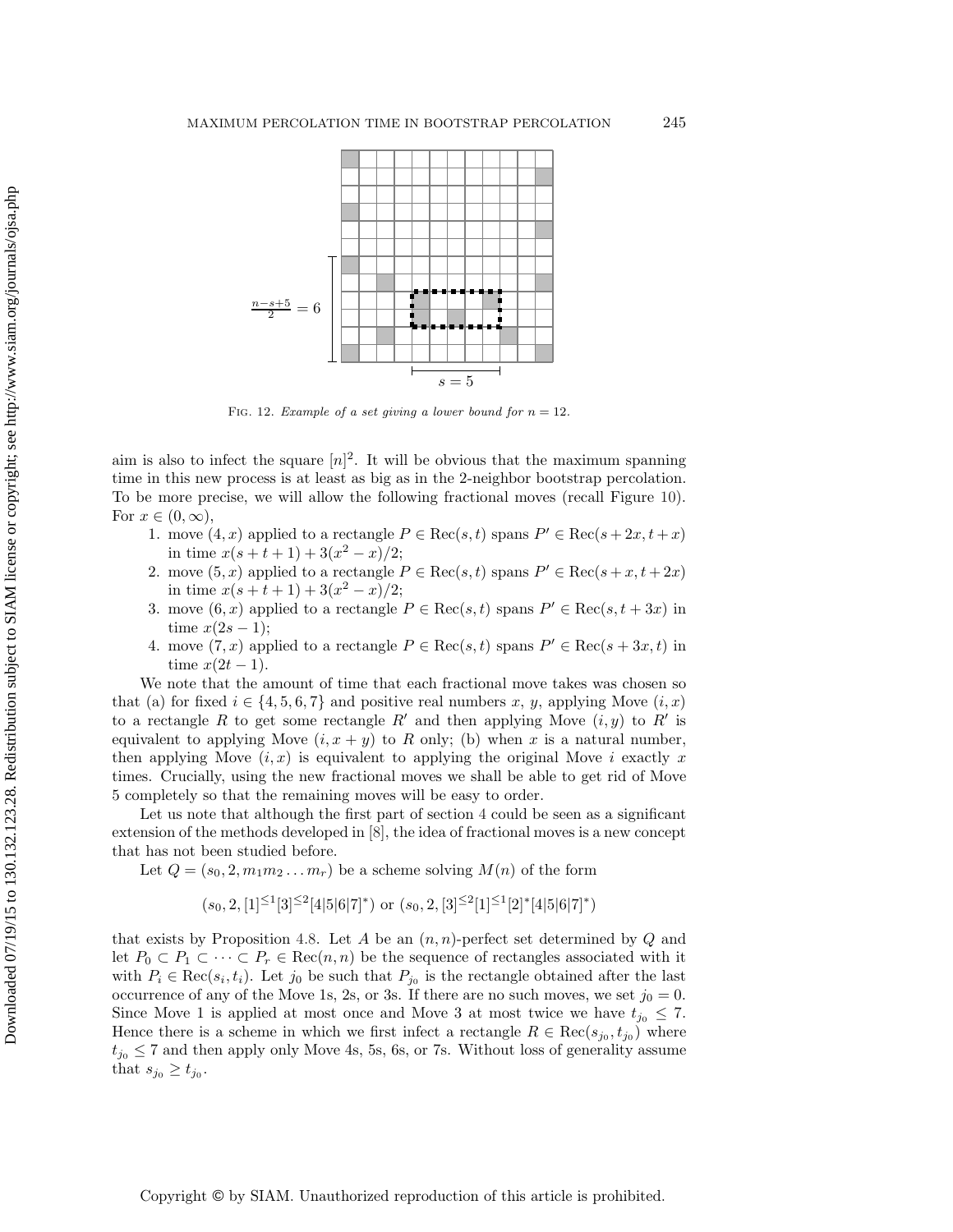Fig. 12. *Example of a set giving a lower bound for $n = 12$.*

aim is also to infect the square $[n]^2$. It will be obvious that the maximum spanning time in this new process is at least as big as in the 2-neighbor bootstrap percolation. To be more precise, we will allow the following fractional moves (recall Figure 10). For $x \in (0, \infty)$,

1. move $(4, x)$ applied to a rectangle $P \in \text{Rec}(s, t)$ spans $P' \in \text{Rec}(s + 2x, t + x)$ in time $x(s + t + 1) + 3(x^2 - x)/2$;
2. move $(5, x)$ applied to a rectangle $P \in \text{Rec}(s, t)$ spans $P' \in \text{Rec}(s + x, t + 2x)$ in time $x(s + t + 1) + 3(x^2 - x)/2$;
3. move $(6, x)$ applied to a rectangle $P \in \text{Rec}(s, t)$ spans $P' \in \text{Rec}(s, t + 3x)$ in time $x(2s - 1)$;
4. move $(7, x)$ applied to a rectangle $P \in \text{Rec}(s, t)$ spans $P' \in \text{Rec}(s + 3x, t)$ in time $x(2t - 1)$.

We note that the amount of time that each fractional move takes was chosen so that (a) for fixed $i \in \{4, 5, 6, 7\}$ and positive real numbers $x$, $y$, applying Move $(i, x)$ to a rectangle $R$ to get some rectangle $R'$ and then applying Move $(i, y)$ to $R'$ is equivalent to applying Move $(i, x + y)$ to $R$ only; (b) when $x$ is a natural number, then applying Move $(i, x)$ is equivalent to applying the original Move $i$ exactly $x$ times. Crucially, using the new fractional moves we shall be able to get rid of Move 5 completely so that the remaining moves will be easy to order.

Let us note that although the first part of section 4 could be seen as a significant extension of the methods developed in [8], the idea of fractional moves is a new concept that has not been studied before.

Let $Q = (s_0, 2, m_1 m_2 \dots m_r)$ be a scheme solving $M(n)$ of the form

$$(s_0, 2, [1]^{\leq 1}[3]^{\leq 2}[4|5|6|7]^*) \text{ or } (s_0, 2, [3]^{\leq 2}[1]^{\leq 1}[2]^*[4|5|6|7]^*)$$

that exists by Proposition 4.8. Let $A$ be an $(n, n)$-perfect set determined by $Q$ and let $P_0 \subset P_1 \subset \cdots \subset P_r \in \text{Rec}(n, n)$ be the sequence of rectangles associated with it with $P_i \in \text{Rec}(s_i, t_i)$. Let $j_0$ be such that $P_{j_0}$ is the rectangle obtained after the last occurrence of any of the Move 1s, 2s, or 3s. If there are no such moves, we set $j_0 = 0$. Since Move 1 is applied at most once and Move 3 at most twice we have $t_{j_0} \leq 7$. Hence there is a scheme in which we first infect a rectangle $R \in \text{Rec}(s_{j_0}, t_{j_0})$ where $t_{j_0} \leq 7$ and then apply only Move 4s, 5s, 6s, or 7s. Without loss of generality assume that $s_{j_0} \geq t_{j_0}$.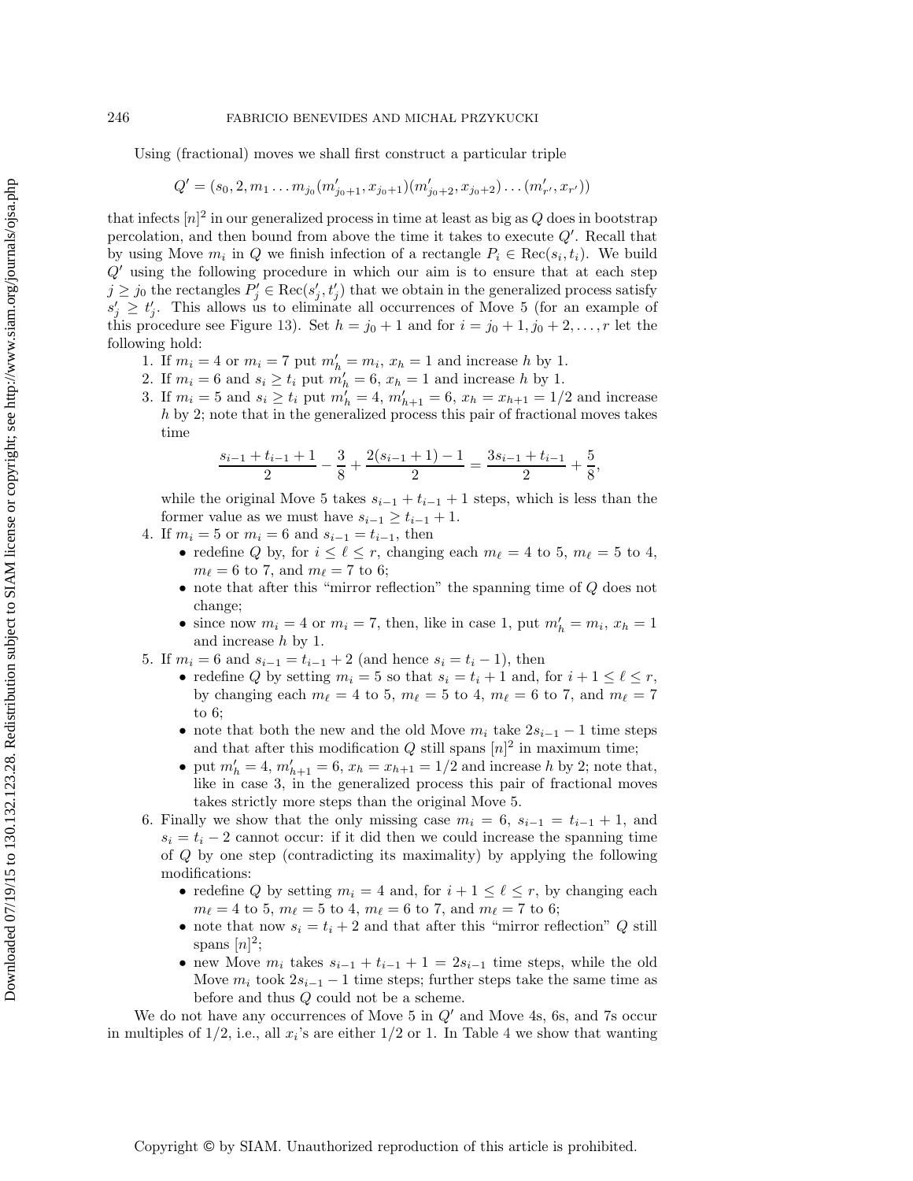Using (fractional) moves we shall first construct a particular triple

$$Q' = (s_0, 2, m_1 \dots m_{j_0}(m'_{j_0+1}, x_{j_0+1})(m'_{j_0+2}, x_{j_0+2}) \dots (m'_{r'}, x_{r'}))$$

that infects $[n]^2$ in our generalized process in time at least as big as $Q$ does in bootstrap percolation, and then bound from above the time it takes to execute $Q'$. Recall that by using Move $m_i$ in $Q$ we finish infection of a rectangle $P_i \in \mathrm{Rec}(s_i, t_i)$. We build $Q'$ using the following procedure in which our aim is to ensure that at each step $j \geq j_0$ the rectangles $P'_j \in \mathrm{Rec}(s'_j, t'_j)$ that we obtain in the generalized process satisfy $s'_j \geq t'_j$. This allows us to eliminate all occurrences of Move 5 (for an example of this procedure see Figure 13). Set $h = j_0 + 1$ and for $i = j_0 + 1, j_0 + 2, \dots, r$ let the following hold:

1. If $m_i = 4$ or $m_i = 7$ put $m'_h = m_i$, $x_h = 1$ and increase $h$ by 1.
2. If $m_i = 6$ and $s_i \geq t_i$ put $m'_h = 6$, $x_h = 1$ and increase $h$ by 1.
3. If $m_i = 5$ and $s_i \geq t_i$ put $m'_h = 4$, $m'_{h+1} = 6$, $x_h = x_{h+1} = 1/2$ and increase $h$ by 2; note that in the generalized process this pair of fractional moves takes time
$$\frac{s_{i-1} + t_{i-1} + 1}{2} - \frac{3}{8} + \frac{2(s_{i-1} + 1) - 1}{2} = \frac{3s_{i-1} + t_{i-1}}{2} + \frac{5}{8},$$
while the original Move 5 takes $s_{i-1} + t_{i-1} + 1$ steps, which is less than the former value as we must have $s_{i-1} \geq t_{i-1} + 1$.
4. If $m_i = 5$ or $m_i = 6$ and $s_{i-1} = t_{i-1}$, then
   - redefine $Q$ by, for $i \leq \ell \leq r$, changing each $m_\ell = 4$ to 5, $m_\ell = 5$ to 4, $m_\ell = 6$ to 7, and $m_\ell = 7$ to 6;
   - note that after this "mirror reflection" the spanning time of $Q$ does not change;
   - since now $m_i = 4$ or $m_i = 7$, then, like in case 1, put $m'_h = m_i$, $x_h = 1$ and increase $h$ by 1.
5. If $m_i = 6$ and $s_{i-1} = t_{i-1} + 2$ (and hence $s_i = t_i - 1$), then
   - redefine $Q$ by setting $m_i = 5$ so that $s_i = t_i + 1$ and, for $i + 1 \leq \ell \leq r$, by changing each $m_\ell = 4$ to 5, $m_\ell = 5$ to 4, $m_\ell = 6$ to 7, and $m_\ell = 7$ to 6;
   - note that both the new and the old Move $m_i$ take $2s_{i-1} - 1$ time steps and that after this modification $Q$ still spans $[n]^2$ in maximum time;
   - put $m'_h = 4$, $m'_{h+1} = 6$, $x_h = x_{h+1} = 1/2$ and increase $h$ by 2; note that, like in case 3, in the generalized process this pair of fractional moves takes strictly more steps than the original Move 5.
6. Finally we show that the only missing case $m_i = 6$, $s_{i-1} = t_{i-1} + 1$, and $s_i = t_i - 2$ cannot occur: if it did then we could increase the spanning time of $Q$ by one step (contradicting its maximality) by applying the following modifications:
   - redefine $Q$ by setting $m_i = 4$ and, for $i + 1 \leq \ell \leq r$, by changing each $m_\ell = 4$ to 5, $m_\ell = 5$ to 4, $m_\ell = 6$ to 7, and $m_\ell = 7$ to 6;
   - note that now $s_i = t_i + 2$ and that after this "mirror reflection" $Q$ still spans $[n]^2$;
   - new Move $m_i$ takes $s_{i-1} + t_{i-1} + 1 = 2s_{i-1}$ time steps, while the old Move $m_i$ took $2s_{i-1} - 1$ time steps; further steps take the same time as before and thus $Q$ could not be a scheme.

We do not have any occurrences of Move 5 in $Q'$ and Move 4s, 6s, and 7s occur in multiples of $1/2$, i.e., all $x_i$'s are either $1/2$ or 1. In Table 4 we show that wanting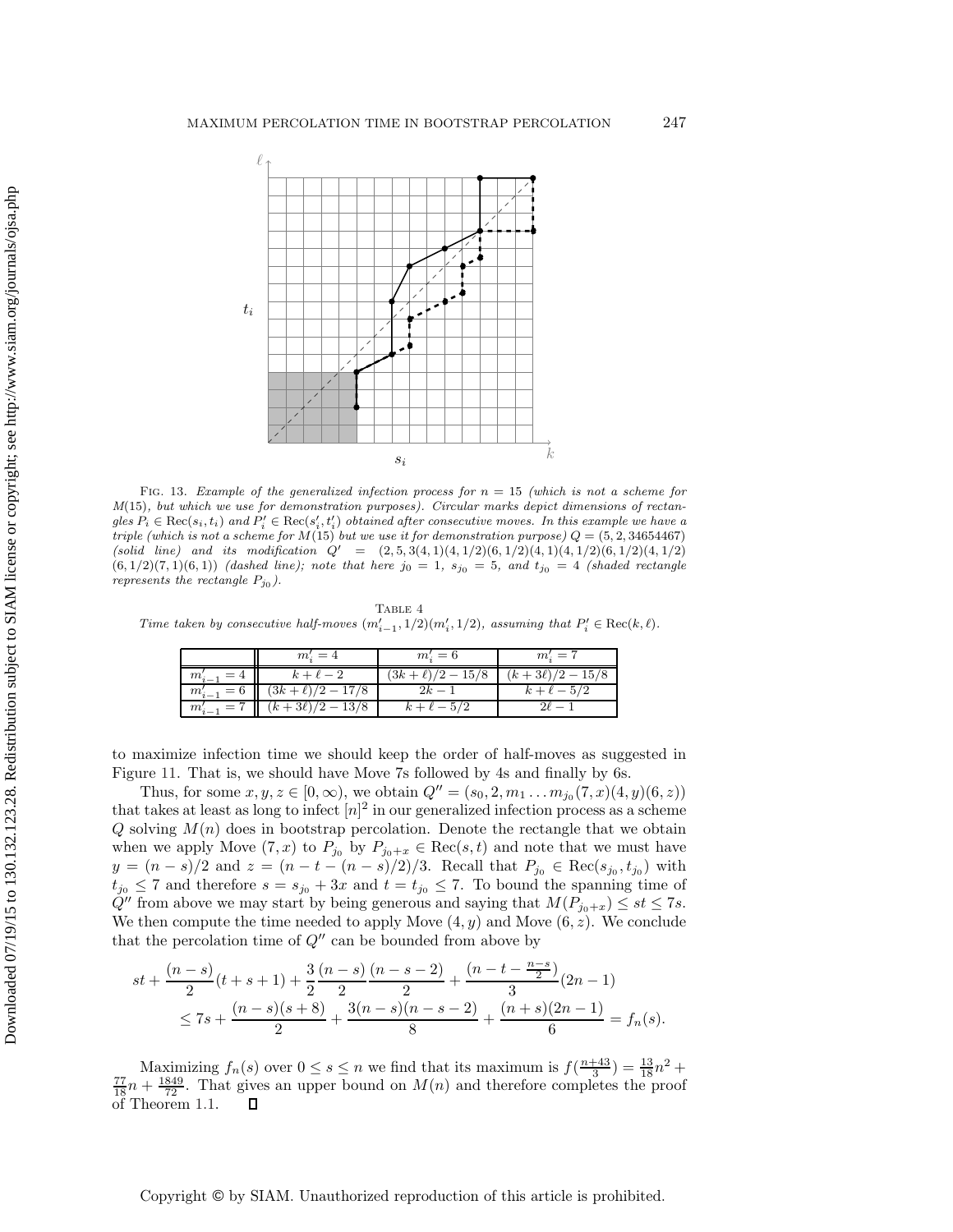Fig. 13. *Example of the generalized infection process for $n = 15$ (which is not a scheme for $M(15)$, but which we use for demonstration purposes). Circular marks depict dimensions of rectangles $P_i \in \text{Rec}(s_i, t_i)$ and $P'_i \in \text{Rec}(s'_i, t'_i)$ obtained after consecutive moves. In this example we have a triple (which is not a scheme for $M(15)$ but we use it for demonstration purpose) $Q = (5, 2, 34654467)$ (solid line) and its modification $Q' = (2, 5, 3(4, 1)(4, 1/2)(6, 1/2)(4, 1)(4, 1/2)(6, 1/2)(4, 1/2)(6, 1/2)(7, 1)(6, 1))$ (dashed line); note that here $j_0 = 1$, $s_{j_0} = 5$, and $t_{j_0} = 4$ (shaded rectangle represents the rectangle $P_{j_0}$).*

Table 4

*Time taken by consecutive half-moves $(m'_{i-1}, 1/2)(m'_i, 1/2)$, assuming that $P'_i \in \text{Rec}(k, \ell)$.*

| | $m'_i = 4$ | $m'_i = 6$ | $m'_i = 7$ |
|---|---|---|---|
| $m'_{i-1} = 4$ | $k + \ell - 2$ | $(3k + \ell)/2 - 15/8$ | $(k + 3\ell)/2 - 15/8$ |
| $m'_{i-1} = 6$ | $(3k + \ell)/2 - 17/8$ | $2k - 1$ | $k + \ell - 5/2$ |
| $m'_{i-1} = 7$ | $(k + 3\ell)/2 - 13/8$ | $k + \ell - 5/2$ | $2\ell - 1$ |

to maximize infection time we should keep the order of half-moves as suggested in Figure 11. That is, we should have Move 7s followed by 4s and finally by 6s.

Thus, for some $x, y, z \in [0, \infty)$, we obtain $Q'' = (s_0, 2, m_1 \dots m_{j_0}(7, x)(4, y)(6, z))$ that takes at least as long to infect $[n]^2$ in our generalized infection process as a scheme $Q$ solving $M(n)$ does in bootstrap percolation. Denote the rectangle that we obtain when we apply Move $(7, x)$ to $P_{j_0}$ by $P_{j_0+x} \in \text{Rec}(s, t)$ and note that we must have $y = (n - s)/2$ and $z = (n - t - (n - s)/2)/3$. Recall that $P_{j_0} \in \text{Rec}(s_{j_0}, t_{j_0})$ with $t_{j_0} \le 7$ and therefore $s = s_{j_0} + 3x$ and $t = t_{j_0} \le 7$. To bound the spanning time of $Q''$ from above we may start by being generous and saying that $M(P_{j_0+x}) \le st \le 7s$. We then compute the time needed to apply Move $(4, y)$ and Move $(6, z)$. We conclude that the percolation time of $Q''$ can be bounded from above by

$$st + \frac{(n-s)}{2}(t + s + 1) + \frac{3}{2}\frac{(n-s)}{2}\frac{(n-s-2)}{2} + \frac{(n - t - \frac{n-s}{2})}{3}(2n - 1)$$
$$\le 7s + \frac{(n-s)(s+8)}{2} + \frac{3(n-s)(n-s-2)}{8} + \frac{(n+s)(2n-1)}{6} = f_n(s).$$

Maximizing $f_n(s)$ over $0 \le s \le n$ we find that its maximum is $f(\frac{n+43}{3}) = \frac{13}{18}n^2 + \frac{77}{18}n + \frac{1849}{72}$. That gives an upper bound on $M(n)$ and therefore completes the proof of Theorem 1.1. $\square$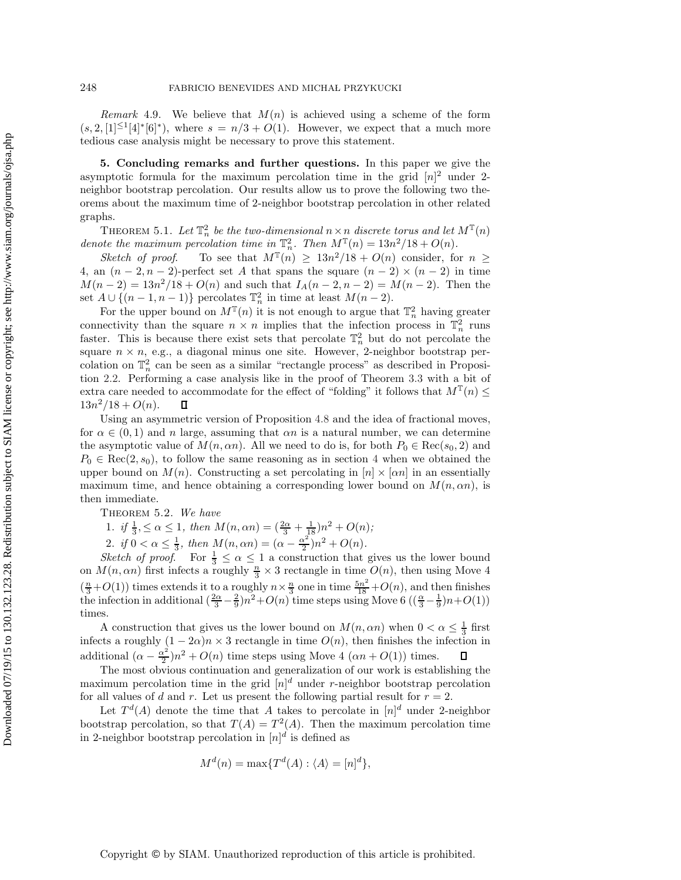*Remark* 4.9. We believe that $M(n)$ is achieved using a scheme of the form $(s, 2, [1]^{\leq 1}[4]^*[6]^*)$, where $s = n/3 + O(1)$. However, we expect that a much more tedious case analysis might be necessary to prove this statement.

## 5. Concluding remarks and further questions.

In this paper we give the asymptotic formula for the maximum percolation time in the grid $[n]^2$ under 2-neighbor bootstrap percolation. Our results allow us to prove the following two theorems about the maximum time of 2-neighbor bootstrap percolation in other related graphs.

THEOREM 5.1. *Let $\mathbb{T}_n^2$ be the two-dimensional $n \times n$ discrete torus and let $M^{\mathbb{T}}(n)$ denote the maximum percolation time in $\mathbb{T}_n^2$. Then $M^{\mathbb{T}}(n) = 13n^2/18 + O(n)$.*

*Sketch of proof.* To see that $M^{\mathbb{T}}(n) \geq 13n^2/18 + O(n)$ consider, for $n \geq 4$, an $(n-2, n-2)$-perfect set $A$ that spans the square $(n-2) \times (n-2)$ in time $M(n-2) = 13n^2/18 + O(n)$ and such that $I_A(n-2, n-2) = M(n-2)$. Then the set $A \cup \{(n-1, n-1)\}$ percolates $\mathbb{T}_n^2$ in time at least $M(n-2)$.

For the upper bound on $M^{\mathbb{T}}(n)$ it is not enough to argue that $\mathbb{T}_n^2$ having greater connectivity than the square $n \times n$ implies that the infection process in $\mathbb{T}_n^2$ runs faster. This is because there exist sets that percolate $\mathbb{T}_n^2$ but do not percolate the square $n \times n$, e.g., a diagonal minus one site. However, 2-neighbor bootstrap percolation on $\mathbb{T}_n^2$ can be seen as a similar "rectangle process" as described in Proposition 2.2. Performing a case analysis like in the proof of Theorem 3.3 with a bit of extra care needed to accommodate for the effect of "folding" it follows that $M^{\mathbb{T}}(n) \leq 13n^2/18 + O(n)$. ∎

Using an asymmetric version of Proposition 4.8 and the idea of fractional moves, for $\alpha \in (0, 1)$ and $n$ large, assuming that $\alpha n$ is a natural number, we can determine the asymptotic value of $M(n, \alpha n)$. All we need to do is, for both $P_0 \in \text{Rec}(s_0, 2)$ and $P_0 \in \text{Rec}(2, s_0)$, to follow the same reasoning as in section 4 when we obtained the upper bound on $M(n)$. Constructing a set percolating in $[n] \times [\alpha n]$ in an essentially maximum time, and hence obtaining a corresponding lower bound on $M(n, \alpha n)$, is then immediate.

THEOREM 5.2. *We have*

1. *if $\frac{1}{3}, \leq \alpha \leq 1$, then $M(n, \alpha n) = (\frac{2\alpha}{3} + \frac{1}{18})n^2 + O(n)$;*
2. *if $0 < \alpha \leq \frac{1}{3}$, then $M(n, \alpha n) = (\alpha - \frac{\alpha^2}{2})n^2 + O(n)$.*

*Sketch of proof.* For $\frac{1}{3} \leq \alpha \leq 1$ a construction that gives us the lower bound on $M(n, \alpha n)$ first infects a roughly $\frac{n}{3} \times 3$ rectangle in time $O(n)$, then using Move 4 ($\frac{n}{3} + O(1)$) times extends it to a roughly $n \times \frac{n}{3}$ one in time $\frac{5n^2}{18} + O(n)$, and then finishes the infection in additional $(\frac{2\alpha}{3} - \frac{2}{9})n^2 + O(n)$ time steps using Move 6 ($(\frac{\alpha}{3} - \frac{1}{9})n + O(1)$) times.

A construction that gives us the lower bound on $M(n, \alpha n)$ when $0 < \alpha \leq \frac{1}{3}$ first infects a roughly $(1 - 2\alpha)n \times 3$ rectangle in time $O(n)$, then finishes the infection in additional $(\alpha - \frac{\alpha^2}{2})n^2 + O(n)$ time steps using Move 4 ($\alpha n + O(1)$) times. ∎

The most obvious continuation and generalization of our work is establishing the maximum percolation time in the grid $[n]^d$ under $r$-neighbor bootstrap percolation for all values of $d$ and $r$. Let us present the following partial result for $r = 2$.

Let $T^d(A)$ denote the time that $A$ takes to percolate in $[n]^d$ under 2-neighbor bootstrap percolation, so that $T(A) = T^2(A)$. Then the maximum percolation time in 2-neighbor bootstrap percolation in $[n]^d$ is defined as

$$M^d(n) = \max\{T^d(A) : \langle A \rangle = [n]^d\},$$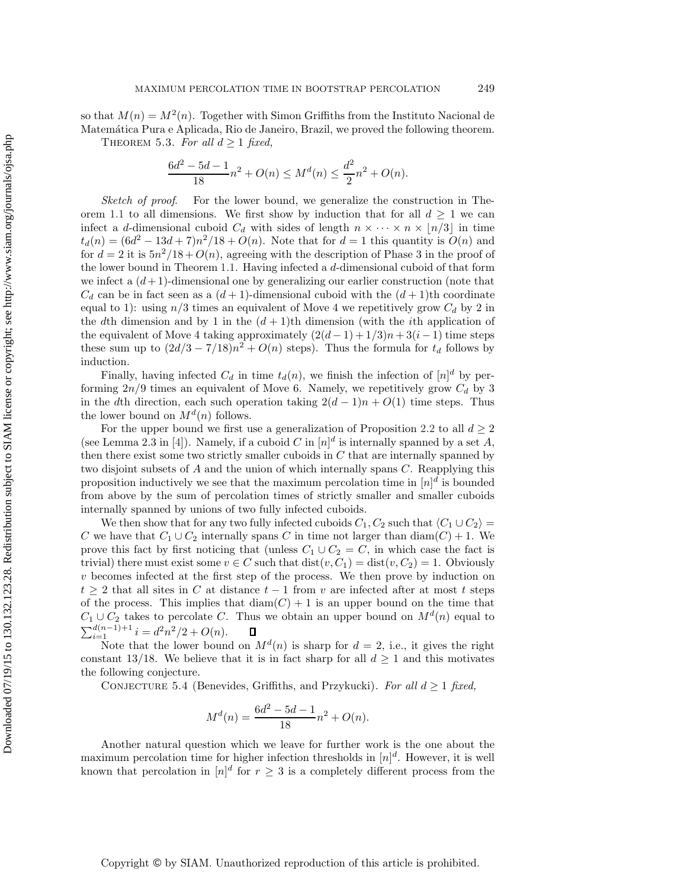so that $M(n) = M^2(n)$. Together with Simon Griffiths from the Instituto Nacional de Matemática Pura e Aplicada, Rio de Janeiro, Brazil, we proved the following theorem.

Theorem 5.3. *For all $d \geq 1$ fixed,*

$$\frac{6d^2 - 5d - 1}{18}n^2 + O(n) \leq M^d(n) \leq \frac{d^2}{2}n^2 + O(n).$$

*Sketch of proof.* For the lower bound, we generalize the construction in Theorem 1.1 to all dimensions. We first show by induction that for all $d \geq 1$ we can infect a $d$-dimensional cuboid $C_d$ with sides of length $n \times \cdots \times n \times \lfloor n/3 \rfloor$ in time $t_d(n) = (6d^2 - 13d + 7)n^2/18 + O(n)$. Note that for $d = 1$ this quantity is $O(n)$ and for $d = 2$ it is $5n^2/18 + O(n)$, agreeing with the description of Phase 3 in the proof of the lower bound in Theorem 1.1. Having infected a $d$-dimensional cuboid of that form we infect a $(d+1)$-dimensional one by generalizing our earlier construction (note that $C_d$ can be in fact seen as a $(d+1)$-dimensional cuboid with the $(d+1)$th coordinate equal to 1): using $n/3$ times an equivalent of Move 4 we repetitively grow $C_d$ by 2 in the $d$th dimension and by 1 in the $(d+1)$th dimension (with the $i$th application of the equivalent of Move 4 taking approximately $(2(d-1)+1/3)n + 3(i-1)$ time steps these sum up to $(2d/3 - 7/18)n^2 + O(n)$ steps). Thus the formula for $t_d$ follows by induction.

Finally, having infected $C_d$ in time $t_d(n)$, we finish the infection of $[n]^d$ by performing $2n/9$ times an equivalent of Move 6. Namely, we repetitively grow $C_d$ by 3 in the $d$th direction, each such operation taking $2(d-1)n + O(1)$ time steps. Thus the lower bound on $M^d(n)$ follows.

For the upper bound we first use a generalization of Proposition 2.2 to all $d \geq 2$ (see Lemma 2.3 in [4]). Namely, if a cuboid $C$ in $[n]^d$ is internally spanned by a set $A$, then there exist some two strictly smaller cuboids in $C$ that are internally spanned by two disjoint subsets of $A$ and the union of which internally spans $C$. Reapplying this proposition inductively we see that the maximum percolation time in $[n]^d$ is bounded from above by the sum of percolation times of strictly smaller and smaller cuboids internally spanned by unions of two fully infected cuboids.

We then show that for any two fully infected cuboids $C_1, C_2$ such that $\langle C_1 \cup C_2 \rangle = C$ we have that $C_1 \cup C_2$ internally spans $C$ in time not larger than $\text{diam}(C) + 1$. We prove this fact by first noticing that (unless $C_1 \cup C_2 = C$, in which case the fact is trivial) there must exist some $v \in C$ such that $\text{dist}(v, C_1) = \text{dist}(v, C_2) = 1$. Obviously $v$ becomes infected at the first step of the process. We then prove by induction on $t \geq 2$ that all sites in $C$ at distance $t - 1$ from $v$ are infected after at most $t$ steps of the process. This implies that $\text{diam}(C) + 1$ is an upper bound on the time that $C_1 \cup C_2$ takes to percolate $C$. Thus we obtain an upper bound on $M^d(n)$ equal to $\sum_{i=1}^{d(n-1)+1} i = d^2n^2/2 + O(n)$. $\square$

Note that the lower bound on $M^d(n)$ is sharp for $d = 2$, i.e., it gives the right constant $13/18$. We believe that it is in fact sharp for all $d \geq 1$ and this motivates the following conjecture.

Conjecture 5.4 (Benevides, Griffiths, and Przykucki). *For all $d \geq 1$ fixed,*

$$M^d(n) = \frac{6d^2 - 5d - 1}{18}n^2 + O(n).$$

Another natural question which we leave for further work is the one about the maximum percolation time for higher infection thresholds in $[n]^d$. However, it is well known that percolation in $[n]^d$ for $r \geq 3$ is a completely different process from the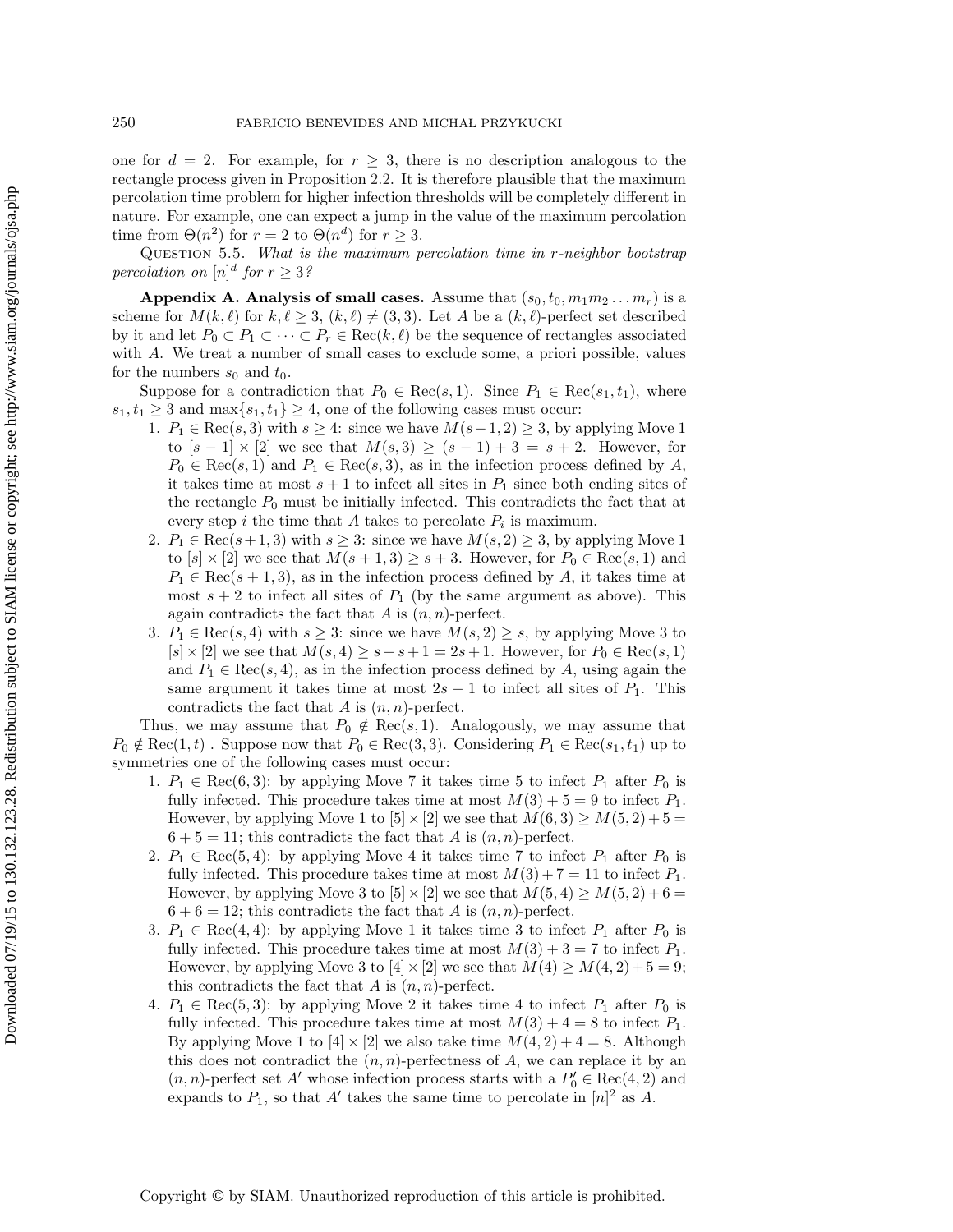one for $d = 2$. For example, for $r \geq 3$, there is no description analogous to the rectangle process given in Proposition 2.2. It is therefore plausible that the maximum percolation time problem for higher infection thresholds will be completely different in nature. For example, one can expect a jump in the value of the maximum percolation time from $\Theta(n^2)$ for $r = 2$ to $\Theta(n^d)$ for $r \geq 3$.

QUESTION 5.5. *What is the maximum percolation time in r-neighbor bootstrap percolation on $[n]^d$ for $r \geq 3$?*

**Appendix A. Analysis of small cases.** Assume that $(s_0, t_0, m_1 m_2 \dots m_r)$ is a scheme for $M(k, \ell)$ for $k, \ell \geq 3$, $(k, \ell) \neq (3, 3)$. Let $A$ be a $(k, \ell)$-perfect set described by it and let $P_0 \subset P_1 \subset \dots \subset P_r \in \text{Rec}(k, \ell)$ be the sequence of rectangles associated with $A$. We treat a number of small cases to exclude some, a priori possible, values for the numbers $s_0$ and $t_0$.

Suppose for a contradiction that $P_0 \in \text{Rec}(s, 1)$. Since $P_1 \in \text{Rec}(s_1, t_1)$, where $s_1, t_1 \geq 3$ and $\max\{s_1, t_1\} \geq 4$, one of the following cases must occur:

1. $P_1 \in \text{Rec}(s, 3)$ with $s \geq 4$: since we have $M(s-1, 2) \geq 3$, by applying Move 1 to $[s-1] \times [2]$ we see that $M(s, 3) \geq (s-1) + 3 = s + 2$. However, for $P_0 \in \text{Rec}(s, 1)$ and $P_1 \in \text{Rec}(s, 3)$, as in the infection process defined by $A$, it takes time at most $s + 1$ to infect all sites in $P_1$ since both ending sites of the rectangle $P_0$ must be initially infected. This contradicts the fact that at every step $i$ the time that $A$ takes to percolate $P_i$ is maximum.
2. $P_1 \in \text{Rec}(s+1, 3)$ with $s \geq 3$: since we have $M(s, 2) \geq 3$, by applying Move 1 to $[s] \times [2]$ we see that $M(s+1, 3) \geq s + 3$. However, for $P_0 \in \text{Rec}(s, 1)$ and $P_1 \in \text{Rec}(s+1, 3)$, as in the infection process defined by $A$, it takes time at most $s + 2$ to infect all sites of $P_1$ (by the same argument as above). This again contradicts the fact that $A$ is $(n, n)$-perfect.
3. $P_1 \in \text{Rec}(s, 4)$ with $s \geq 3$: since we have $M(s, 2) \geq s$, by applying Move 3 to $[s] \times [2]$ we see that $M(s, 4) \geq s + s + 1 = 2s + 1$. However, for $P_0 \in \text{Rec}(s, 1)$ and $P_1 \in \text{Rec}(s, 4)$, as in the infection process defined by $A$, using again the same argument it takes time at most $2s - 1$ to infect all sites of $P_1$. This contradicts the fact that $A$ is $(n, n)$-perfect.

Thus, we may assume that $P_0 \notin \text{Rec}(s, 1)$. Analogously, we may assume that $P_0 \notin \text{Rec}(1, t)$ . Suppose now that $P_0 \in \text{Rec}(3, 3)$. Considering $P_1 \in \text{Rec}(s_1, t_1)$ up to symmetries one of the following cases must occur:

1. $P_1 \in \text{Rec}(6, 3)$: by applying Move 7 it takes time 5 to infect $P_1$ after $P_0$ is fully infected. This procedure takes time at most $M(3) + 5 = 9$ to infect $P_1$. However, by applying Move 1 to $[5] \times [2]$ we see that $M(6, 3) \geq M(5, 2) + 5 = 6 + 5 = 11$; this contradicts the fact that $A$ is $(n, n)$-perfect.
2. $P_1 \in \text{Rec}(5, 4)$: by applying Move 4 it takes time 7 to infect $P_1$ after $P_0$ is fully infected. This procedure takes time at most $M(3) + 7 = 11$ to infect $P_1$. However, by applying Move 3 to $[5] \times [2]$ we see that $M(5, 4) \geq M(5, 2) + 6 = 6 + 6 = 12$; this contradicts the fact that $A$ is $(n, n)$-perfect.
3. $P_1 \in \text{Rec}(4, 4)$: by applying Move 1 it takes time 3 to infect $P_1$ after $P_0$ is fully infected. This procedure takes time at most $M(3) + 3 = 7$ to infect $P_1$. However, by applying Move 3 to $[4] \times [2]$ we see that $M(4) \geq M(4, 2) + 5 = 9$; this contradicts the fact that $A$ is $(n, n)$-perfect.
4. $P_1 \in \text{Rec}(5, 3)$: by applying Move 2 it takes time 4 to infect $P_1$ after $P_0$ is fully infected. This procedure takes time at most $M(3) + 4 = 8$ to infect $P_1$. By applying Move 1 to $[4] \times [2]$ we also take time $M(4, 2) + 4 = 8$. Although this does not contradict the $(n, n)$-perfectness of $A$, we can replace it by an $(n, n)$-perfect set $A'$ whose infection process starts with a $P'_0 \in \text{Rec}(4, 2)$ and expands to $P_1$, so that $A'$ takes the same time to percolate in $[n]^2$ as $A$.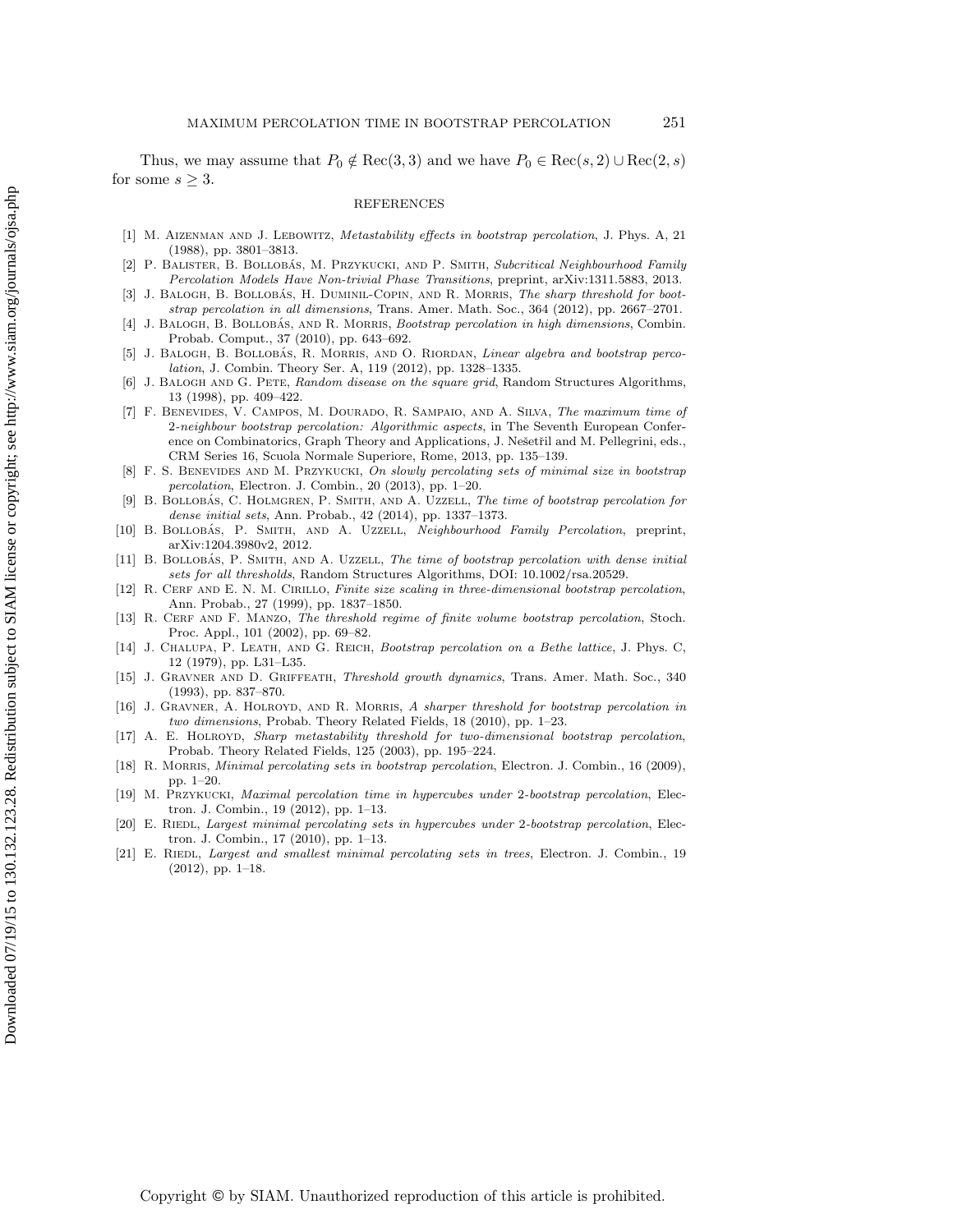Thus, we may assume that $P_0 \notin \mathrm{Rec}(3,3)$ and we have $P_0 \in \mathrm{Rec}(s,2) \cup \mathrm{Rec}(2,s)$ for some $s \geq 3$.

## REFERENCES

[1] M. Aizenman and J. Lebowitz, *Metastability effects in bootstrap percolation*, J. Phys. A, 21 (1988), pp. 3801–3813.

[2] P. Balister, B. Bollobás, M. Przykucki, and P. Smith, *Subcritical Neighbourhood Family Percolation Models Have Non-trivial Phase Transitions*, preprint, arXiv:1311.5883, 2013.

[3] J. Balogh, B. Bollobás, H. Duminil-Copin, and R. Morris, *The sharp threshold for bootstrap percolation in all dimensions*, Trans. Amer. Math. Soc., 364 (2012), pp. 2667–2701.

[4] J. Balogh, B. Bollobás, and R. Morris, *Bootstrap percolation in high dimensions*, Combin. Probab. Comput., 37 (2010), pp. 643–692.

[5] J. Balogh, B. Bollobás, R. Morris, and O. Riordan, *Linear algebra and bootstrap percolation*, J. Combin. Theory Ser. A, 119 (2012), pp. 1328–1335.

[6] J. Balogh and G. Pete, *Random disease on the square grid*, Random Structures Algorithms, 13 (1998), pp. 409–422.

[7] F. Benevides, V. Campos, M. Dourado, R. Sampaio, and A. Silva, *The maximum time of 2-neighbour bootstrap percolation: Algorithmic aspects*, in The Seventh European Conference on Combinatorics, Graph Theory and Applications, J. Nešetřil and M. Pellegrini, eds., CRM Series 16, Scuola Normale Superiore, Rome, 2013, pp. 135–139.

[8] F. S. Benevides and M. Przykucki, *On slowly percolating sets of minimal size in bootstrap percolation*, Electron. J. Combin., 20 (2013), pp. 1–20.

[9] B. Bollobás, C. Holmgren, P. Smith, and A. Uzzell, *The time of bootstrap percolation for dense initial sets*, Ann. Probab., 42 (2014), pp. 1337–1373.

[10] B. Bollobás, P. Smith, and A. Uzzell, *Neighbourhood Family Percolation*, preprint, arXiv:1204.3980v2, 2012.

[11] B. Bollobás, P. Smith, and A. Uzzell, *The time of bootstrap percolation with dense initial sets for all thresholds*, Random Structures Algorithms, DOI: 10.1002/rsa.20529.

[12] R. Cerf and E. N. M. Cirillo, *Finite size scaling in three-dimensional bootstrap percolation*, Ann. Probab., 27 (1999), pp. 1837–1850.

[13] R. Cerf and F. Manzo, *The threshold regime of finite volume bootstrap percolation*, Stoch. Proc. Appl., 101 (2002), pp. 69–82.

[14] J. Chalupa, P. Leath, and G. Reich, *Bootstrap percolation on a Bethe lattice*, J. Phys. C, 12 (1979), pp. L31–L35.

[15] J. Gravner and D. Griffeath, *Threshold growth dynamics*, Trans. Amer. Math. Soc., 340 (1993), pp. 837–870.

[16] J. Gravner, A. Holroyd, and R. Morris, *A sharper threshold for bootstrap percolation in two dimensions*, Probab. Theory Related Fields, 18 (2010), pp. 1–23.

[17] A. E. Holroyd, *Sharp metastability threshold for two-dimensional bootstrap percolation*, Probab. Theory Related Fields, 125 (2003), pp. 195–224.

[18] R. Morris, *Minimal percolating sets in bootstrap percolation*, Electron. J. Combin., 16 (2009), pp. 1–20.

[19] M. Przykucki, *Maximal percolation time in hypercubes under 2-bootstrap percolation*, Electron. J. Combin., 19 (2012), pp. 1–13.

[20] E. Riedl, *Largest minimal percolating sets in hypercubes under 2-bootstrap percolation*, Electron. J. Combin., 17 (2010), pp. 1–13.

[21] E. Riedl, *Largest and smallest minimal percolating sets in trees*, Electron. J. Combin., 19 (2012), pp. 1–18.